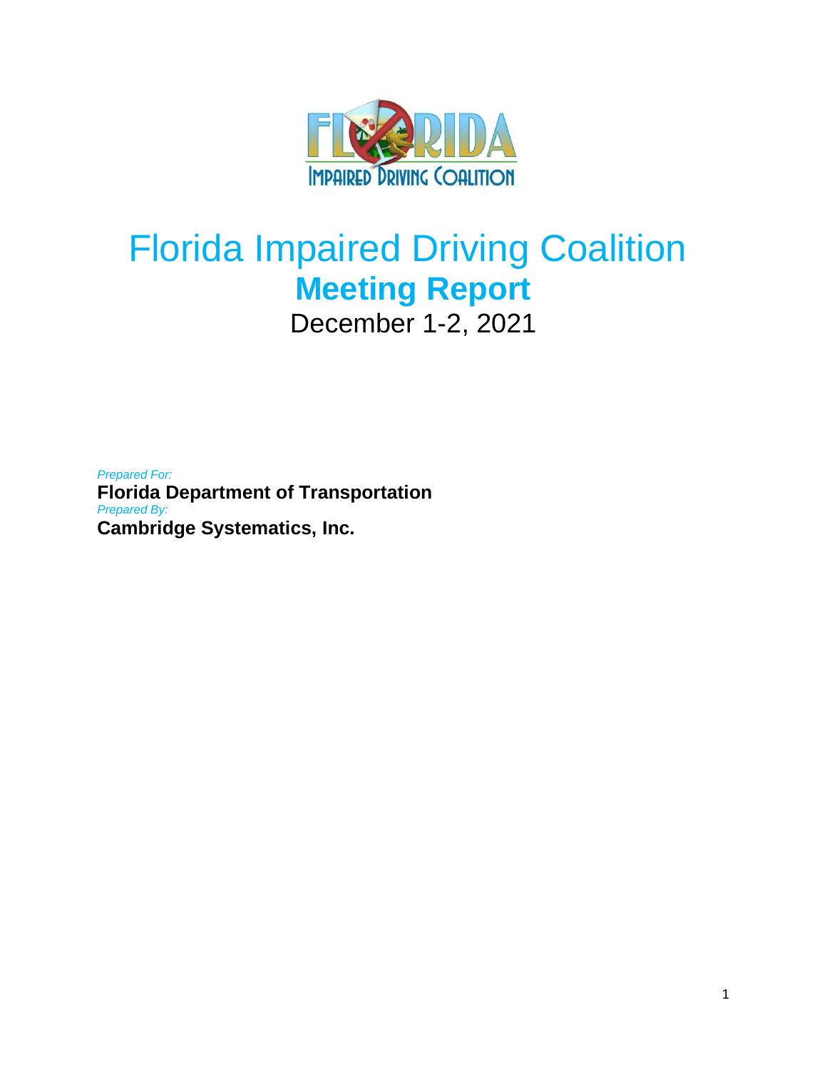# Florida Impaired Driving Coalition

## Meeting Report

December 1-2, 2021

*Prepared For:*

**Florida Department of Transportation**

*Prepared By:*

**Cambridge Systematics, Inc.**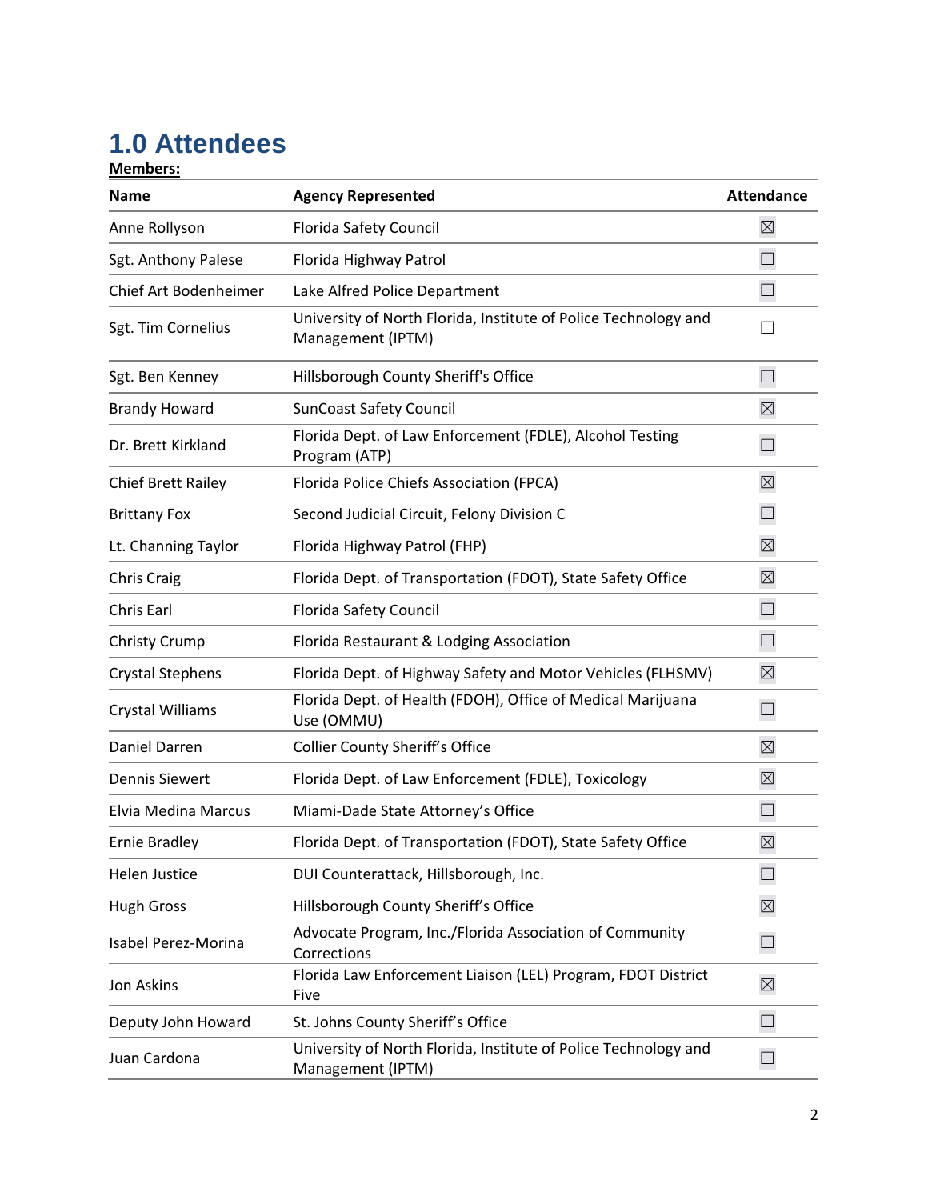# 1.0 Attendees

**Members:**

| Name | Agency Represented | Attendance |
|---|---|---|
| Anne Rollyson | Florida Safety Council | ☒ |
| Sgt. Anthony Palese | Florida Highway Patrol | ☐ |
| Chief Art Bodenheimer | Lake Alfred Police Department | ☐ |
| Sgt. Tim Cornelius | University of North Florida, Institute of Police Technology and Management (IPTM) | ☐ |
| Sgt. Ben Kenney | Hillsborough County Sheriff's Office | ☐ |
| Brandy Howard | SunCoast Safety Council | ☒ |
| Dr. Brett Kirkland | Florida Dept. of Law Enforcement (FDLE), Alcohol Testing Program (ATP) | ☐ |
| Chief Brett Railey | Florida Police Chiefs Association (FPCA) | ☒ |
| Brittany Fox | Second Judicial Circuit, Felony Division C | ☐ |
| Lt. Channing Taylor | Florida Highway Patrol (FHP) | ☒ |
| Chris Craig | Florida Dept. of Transportation (FDOT), State Safety Office | ☒ |
| Chris Earl | Florida Safety Council | ☐ |
| Christy Crump | Florida Restaurant & Lodging Association | ☐ |
| Crystal Stephens | Florida Dept. of Highway Safety and Motor Vehicles (FLHSMV) | ☒ |
| Crystal Williams | Florida Dept. of Health (FDOH), Office of Medical Marijuana Use (OMMU) | ☐ |
| Daniel Darren | Collier County Sheriff's Office | ☒ |
| Dennis Siewert | Florida Dept. of Law Enforcement (FDLE), Toxicology | ☒ |
| Elvia Medina Marcus | Miami-Dade State Attorney's Office | ☐ |
| Ernie Bradley | Florida Dept. of Transportation (FDOT), State Safety Office | ☒ |
| Helen Justice | DUI Counterattack, Hillsborough, Inc. | ☐ |
| Hugh Gross | Hillsborough County Sheriff's Office | ☒ |
| Isabel Perez-Morina | Advocate Program, Inc./Florida Association of Community Corrections | ☐ |
| Jon Askins | Florida Law Enforcement Liaison (LEL) Program, FDOT District Five | ☒ |
| Deputy John Howard | St. Johns County Sheriff's Office | ☐ |
| Juan Cardona | University of North Florida, Institute of Police Technology and Management (IPTM) | ☐ |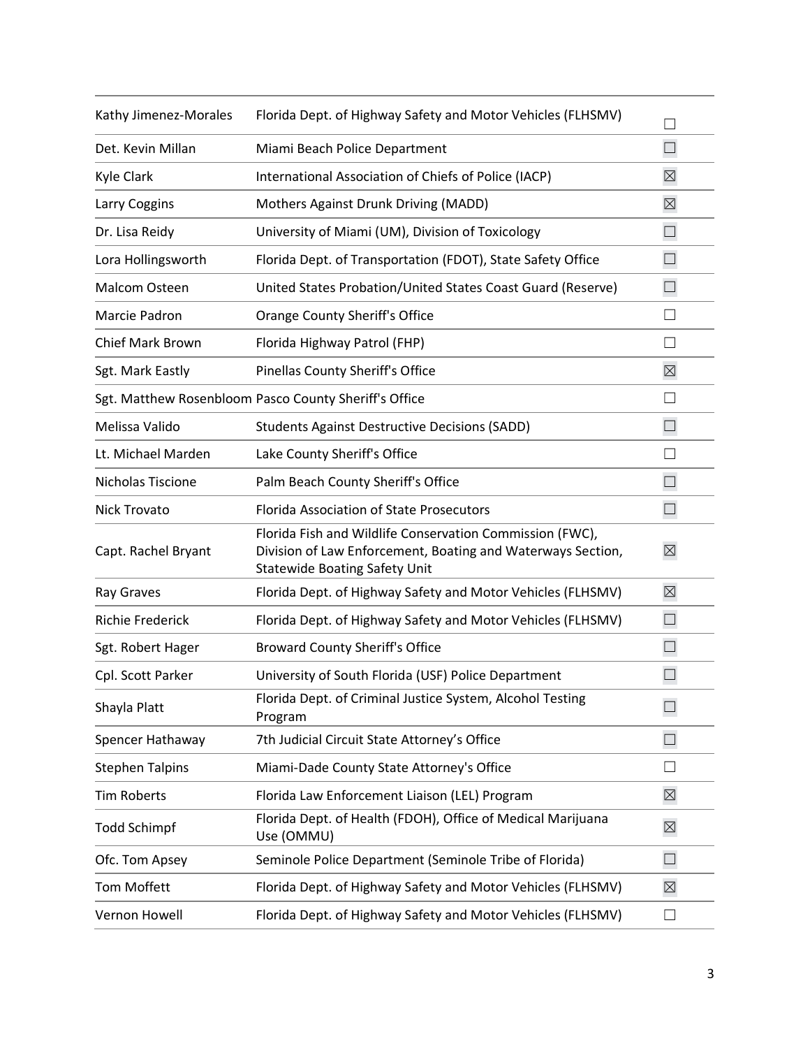| | | |
|---|---|---|
| Kathy Jimenez-Morales | Florida Dept. of Highway Safety and Motor Vehicles (FLHSMV) | ☐ |
| Det. Kevin Millan | Miami Beach Police Department | ☐ |
| Kyle Clark | International Association of Chiefs of Police (IACP) | ☒ |
| Larry Coggins | Mothers Against Drunk Driving (MADD) | ☒ |
| Dr. Lisa Reidy | University of Miami (UM), Division of Toxicology | ☐ |
| Lora Hollingsworth | Florida Dept. of Transportation (FDOT), State Safety Office | ☐ |
| Malcom Osteen | United States Probation/United States Coast Guard (Reserve) | ☐ |
| Marcie Padron | Orange County Sheriff's Office | ☐ |
| Chief Mark Brown | Florida Highway Patrol (FHP) | ☐ |
| Sgt. Mark Eastly | Pinellas County Sheriff's Office | ☒ |
| Sgt. Matthew Rosenbloom | Pasco County Sheriff's Office | ☐ |
| Melissa Valido | Students Against Destructive Decisions (SADD) | ☐ |
| Lt. Michael Marden | Lake County Sheriff's Office | ☐ |
| Nicholas Tiscione | Palm Beach County Sheriff's Office | ☐ |
| Nick Trovato | Florida Association of State Prosecutors | ☐ |
| Capt. Rachel Bryant | Florida Fish and Wildlife Conservation Commission (FWC), Division of Law Enforcement, Boating and Waterways Section, Statewide Boating Safety Unit | ☒ |
| Ray Graves | Florida Dept. of Highway Safety and Motor Vehicles (FLHSMV) | ☒ |
| Richie Frederick | Florida Dept. of Highway Safety and Motor Vehicles (FLHSMV) | ☐ |
| Sgt. Robert Hager | Broward County Sheriff's Office | ☐ |
| Cpl. Scott Parker | University of South Florida (USF) Police Department | ☐ |
| Shayla Platt | Florida Dept. of Criminal Justice System, Alcohol Testing Program | ☐ |
| Spencer Hathaway | 7th Judicial Circuit State Attorney's Office | ☐ |
| Stephen Talpins | Miami-Dade County State Attorney's Office | ☐ |
| Tim Roberts | Florida Law Enforcement Liaison (LEL) Program | ☒ |
| Todd Schimpf | Florida Dept. of Health (FDOH), Office of Medical Marijuana Use (OMMU) | ☒ |
| Ofc. Tom Apsey | Seminole Police Department (Seminole Tribe of Florida) | ☐ |
| Tom Moffett | Florida Dept. of Highway Safety and Motor Vehicles (FLHSMV) | ☒ |
| Vernon Howell | Florida Dept. of Highway Safety and Motor Vehicles (FLHSMV) | ☐ |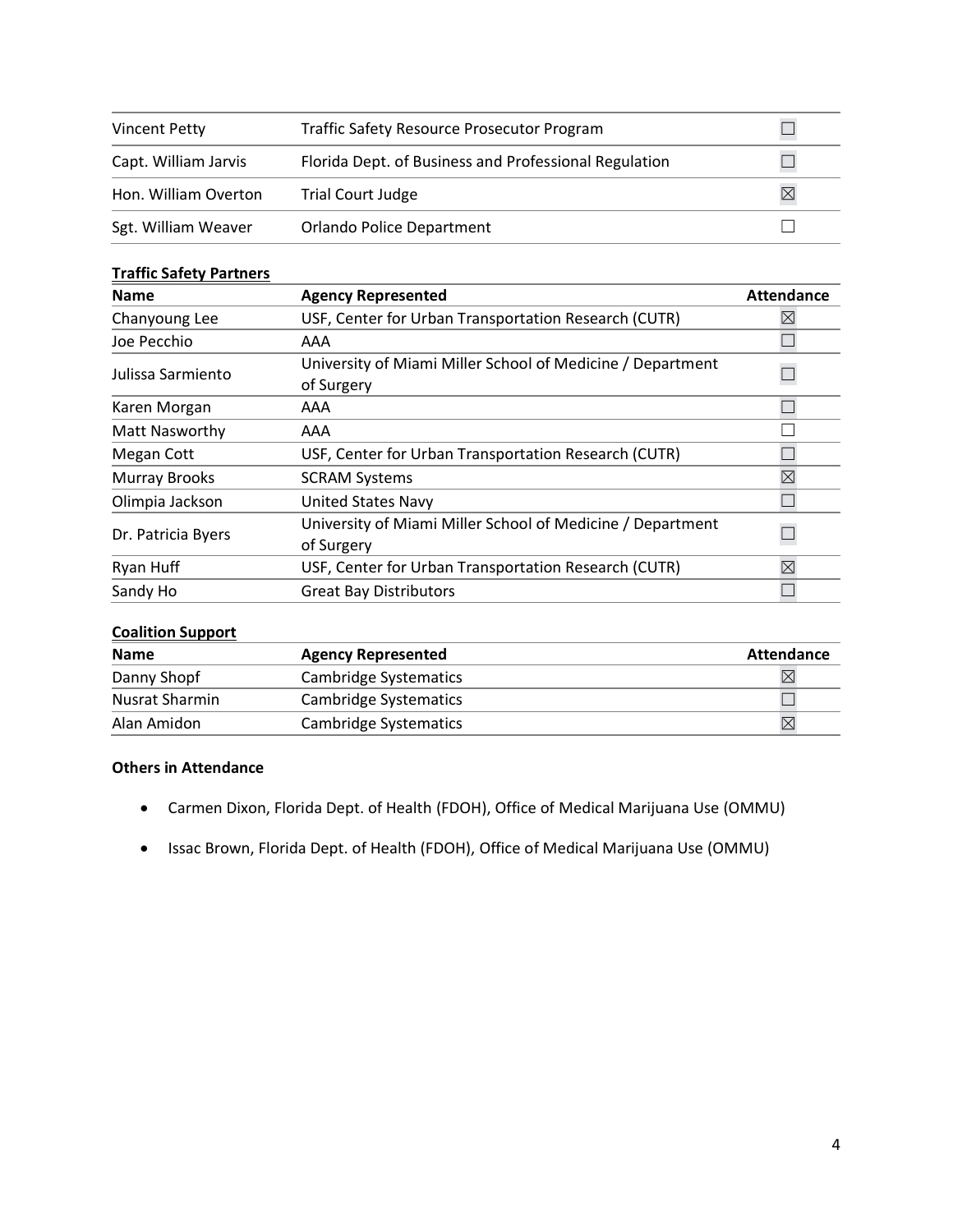| | | |
|---|---|---|
| Vincent Petty | Traffic Safety Resource Prosecutor Program | ☐ |
| Capt. William Jarvis | Florida Dept. of Business and Professional Regulation | ☐ |
| Hon. William Overton | Trial Court Judge | ☒ |
| Sgt. William Weaver | Orlando Police Department | ☐ |

**<u>Traffic Safety Partners</u>**

| Name | Agency Represented | Attendance |
|---|---|---|
| Chanyoung Lee | USF, Center for Urban Transportation Research (CUTR) | ☒ |
| Joe Pecchio | AAA | ☐ |
| Julissa Sarmiento | University of Miami Miller School of Medicine / Department of Surgery | ☐ |
| Karen Morgan | AAA | ☐ |
| Matt Nasworthy | AAA | ☐ |
| Megan Cott | USF, Center for Urban Transportation Research (CUTR) | ☐ |
| Murray Brooks | SCRAM Systems | ☒ |
| Olimpia Jackson | United States Navy | ☐ |
| Dr. Patricia Byers | University of Miami Miller School of Medicine / Department of Surgery | ☐ |
| Ryan Huff | USF, Center for Urban Transportation Research (CUTR) | ☒ |
| Sandy Ho | Great Bay Distributors | ☐ |

**<u>Coalition Support</u>**

| Name | Agency Represented | Attendance |
|---|---|---|
| Danny Shopf | Cambridge Systematics | ☒ |
| Nusrat Sharmin | Cambridge Systematics | ☐ |
| Alan Amidon | Cambridge Systematics | ☒ |

**Others in Attendance**

- Carmen Dixon, Florida Dept. of Health (FDOH), Office of Medical Marijuana Use (OMMU)
- Issac Brown, Florida Dept. of Health (FDOH), Office of Medical Marijuana Use (OMMU)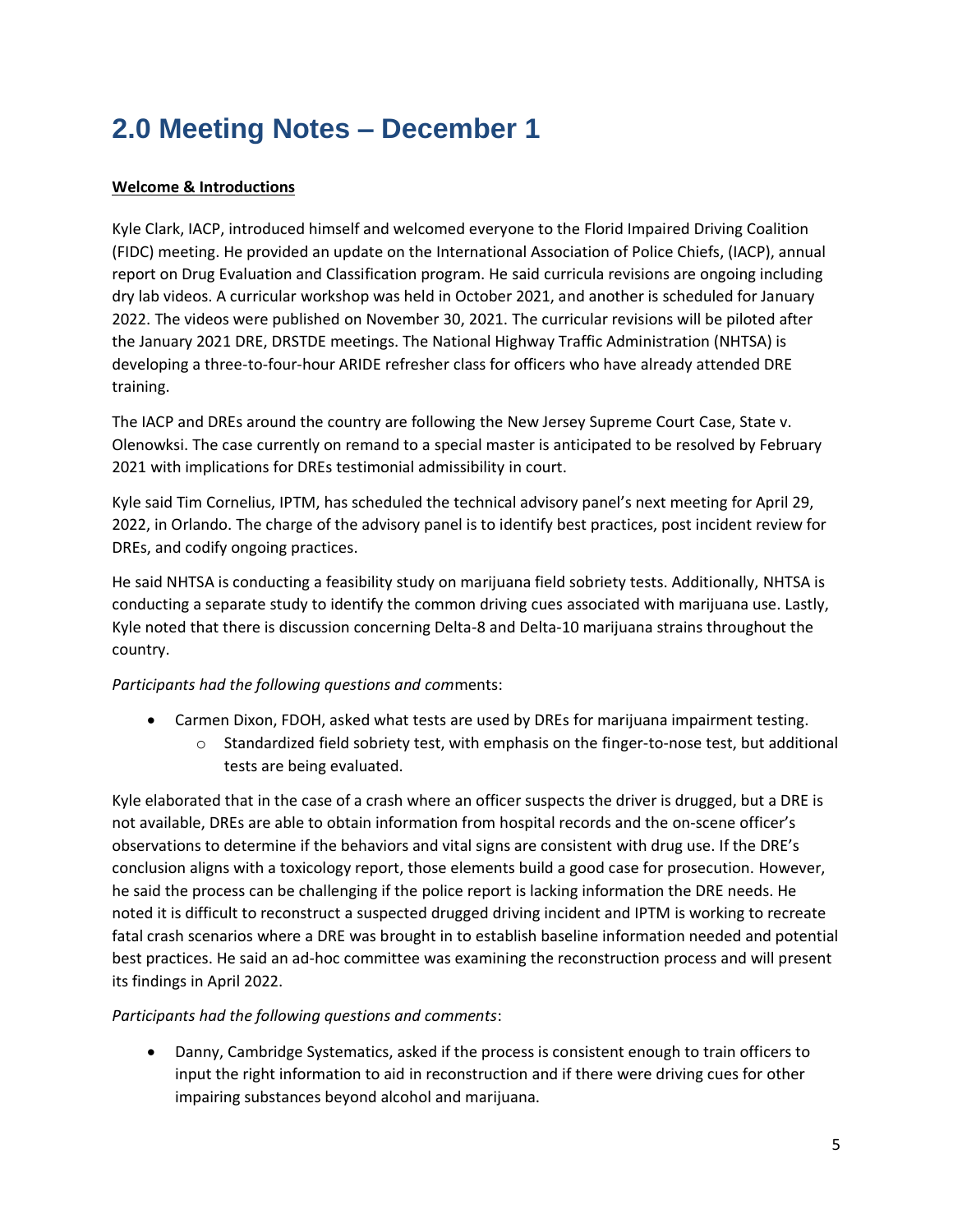# 2.0 Meeting Notes – December 1

**Welcome & Introductions**

Kyle Clark, IACP, introduced himself and welcomed everyone to the Florid Impaired Driving Coalition (FIDC) meeting. He provided an update on the International Association of Police Chiefs, (IACP), annual report on Drug Evaluation and Classification program. He said curricula revisions are ongoing including dry lab videos. A curricular workshop was held in October 2021, and another is scheduled for January 2022. The videos were published on November 30, 2021. The curricular revisions will be piloted after the January 2021 DRE, DRSTDE meetings. The National Highway Traffic Administration (NHTSA) is developing a three-to-four-hour ARIDE refresher class for officers who have already attended DRE training.

The IACP and DREs around the country are following the New Jersey Supreme Court Case, State v. Olenowksi. The case currently on remand to a special master is anticipated to be resolved by February 2021 with implications for DREs testimonial admissibility in court.

Kyle said Tim Cornelius, IPTM, has scheduled the technical advisory panel's next meeting for April 29, 2022, in Orlando. The charge of the advisory panel is to identify best practices, post incident review for DREs, and codify ongoing practices.

He said NHTSA is conducting a feasibility study on marijuana field sobriety tests. Additionally, NHTSA is conducting a separate study to identify the common driving cues associated with marijuana use. Lastly, Kyle noted that there is discussion concerning Delta-8 and Delta-10 marijuana strains throughout the country.

*Participants had the following questions and com*ments:

- Carmen Dixon, FDOH, asked what tests are used by DREs for marijuana impairment testing.
  - Standardized field sobriety test, with emphasis on the finger-to-nose test, but additional tests are being evaluated.

Kyle elaborated that in the case of a crash where an officer suspects the driver is drugged, but a DRE is not available, DREs are able to obtain information from hospital records and the on-scene officer's observations to determine if the behaviors and vital signs are consistent with drug use. If the DRE's conclusion aligns with a toxicology report, those elements build a good case for prosecution. However, he said the process can be challenging if the police report is lacking information the DRE needs. He noted it is difficult to reconstruct a suspected drugged driving incident and IPTM is working to recreate fatal crash scenarios where a DRE was brought in to establish baseline information needed and potential best practices. He said an ad-hoc committee was examining the reconstruction process and will present its findings in April 2022.

*Participants had the following questions and comments*:

- Danny, Cambridge Systematics, asked if the process is consistent enough to train officers to input the right information to aid in reconstruction and if there were driving cues for other impairing substances beyond alcohol and marijuana.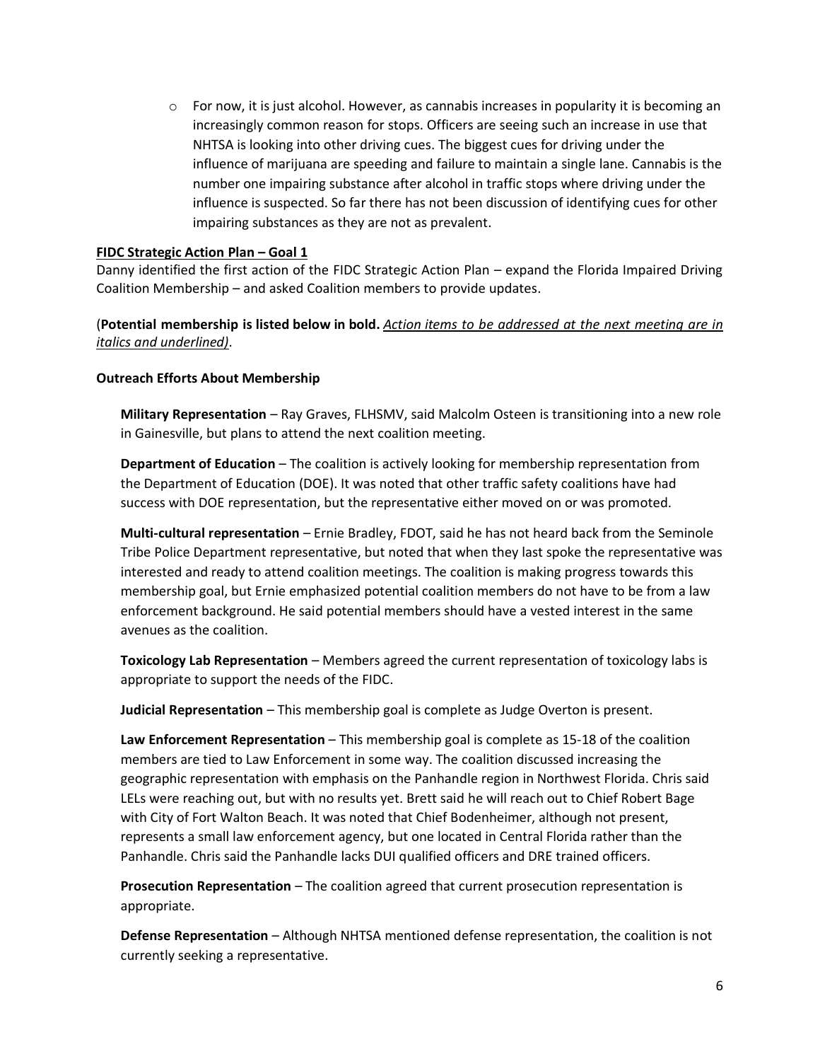- For now, it is just alcohol. However, as cannabis increases in popularity it is becoming an increasingly common reason for stops. Officers are seeing such an increase in use that NHTSA is looking into other driving cues. The biggest cues for driving under the influence of marijuana are speeding and failure to maintain a single lane. Cannabis is the number one impairing substance after alcohol in traffic stops where driving under the influence is suspected. So far there has not been discussion of identifying cues for other impairing substances as they are not as prevalent.

**<u>FIDC Strategic Action Plan – Goal 1</u>**

Danny identified the first action of the FIDC Strategic Action Plan – expand the Florida Impaired Driving Coalition Membership – and asked Coalition members to provide updates.

(**Potential membership is listed below in bold.** *<u>Action items to be addressed at the next meeting are in italics and underlined)</u>*.

**Outreach Efforts About Membership**

**Military Representation** – Ray Graves, FLHSMV, said Malcolm Osteen is transitioning into a new role in Gainesville, but plans to attend the next coalition meeting.

**Department of Education** – The coalition is actively looking for membership representation from the Department of Education (DOE). It was noted that other traffic safety coalitions have had success with DOE representation, but the representative either moved on or was promoted.

**Multi-cultural representation** – Ernie Bradley, FDOT, said he has not heard back from the Seminole Tribe Police Department representative, but noted that when they last spoke the representative was interested and ready to attend coalition meetings. The coalition is making progress towards this membership goal, but Ernie emphasized potential coalition members do not have to be from a law enforcement background. He said potential members should have a vested interest in the same avenues as the coalition.

**Toxicology Lab Representation** – Members agreed the current representation of toxicology labs is appropriate to support the needs of the FIDC.

**Judicial Representation** – This membership goal is complete as Judge Overton is present.

**Law Enforcement Representation** – This membership goal is complete as 15-18 of the coalition members are tied to Law Enforcement in some way. The coalition discussed increasing the geographic representation with emphasis on the Panhandle region in Northwest Florida. Chris said LELs were reaching out, but with no results yet. Brett said he will reach out to Chief Robert Bage with City of Fort Walton Beach. It was noted that Chief Bodenheimer, although not present, represents a small law enforcement agency, but one located in Central Florida rather than the Panhandle. Chris said the Panhandle lacks DUI qualified officers and DRE trained officers.

**Prosecution Representation** – The coalition agreed that current prosecution representation is appropriate.

**Defense Representation** – Although NHTSA mentioned defense representation, the coalition is not currently seeking a representative.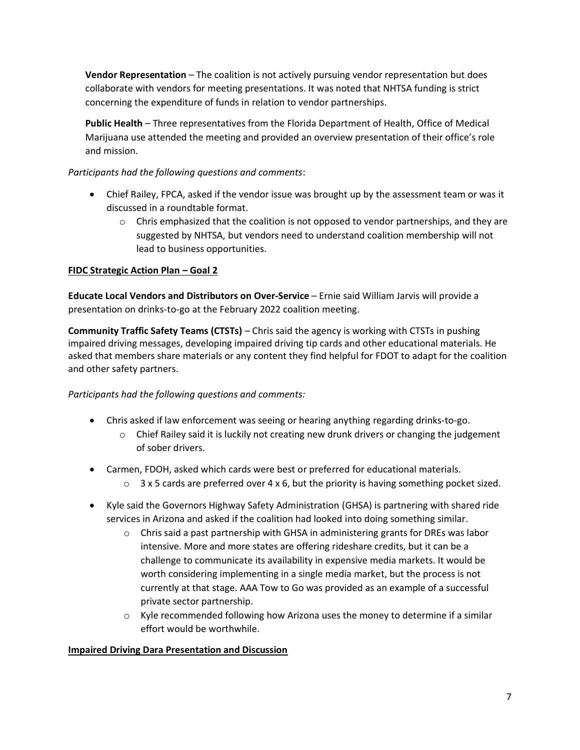**Vendor Representation** – The coalition is not actively pursuing vendor representation but does collaborate with vendors for meeting presentations. It was noted that NHTSA funding is strict concerning the expenditure of funds in relation to vendor partnerships.

**Public Health** – Three representatives from the Florida Department of Health, Office of Medical Marijuana use attended the meeting and provided an overview presentation of their office's role and mission.

*Participants had the following questions and comments*:

- Chief Railey, FPCA, asked if the vendor issue was brought up by the assessment team or was it discussed in a roundtable format.
    - Chris emphasized that the coalition is not opposed to vendor partnerships, and they are suggested by NHTSA, but vendors need to understand coalition membership will not lead to business opportunities.

**FIDC Strategic Action Plan – Goal 2**

**Educate Local Vendors and Distributors on Over-Service** – Ernie said William Jarvis will provide a presentation on drinks-to-go at the February 2022 coalition meeting.

**Community Traffic Safety Teams (CTSTs)** – Chris said the agency is working with CTSTs in pushing impaired driving messages, developing impaired driving tip cards and other educational materials. He asked that members share materials or any content they find helpful for FDOT to adapt for the coalition and other safety partners.

*Participants had the following questions and comments:*

- Chris asked if law enforcement was seeing or hearing anything regarding drinks-to-go.
    - Chief Railey said it is luckily not creating new drunk drivers or changing the judgement of sober drivers.
- Carmen, FDOH, asked which cards were best or preferred for educational materials.
    - 3 x 5 cards are preferred over 4 x 6, but the priority is having something pocket sized.
- Kyle said the Governors Highway Safety Administration (GHSA) is partnering with shared ride services in Arizona and asked if the coalition had looked into doing something similar.
    - Chris said a past partnership with GHSA in administering grants for DREs was labor intensive. More and more states are offering rideshare credits, but it can be a challenge to communicate its availability in expensive media markets. It would be worth considering implementing in a single media market, but the process is not currently at that stage. AAA Tow to Go was provided as an example of a successful private sector partnership.
    - Kyle recommended following how Arizona uses the money to determine if a similar effort would be worthwhile.

**Impaired Driving Dara Presentation and Discussion**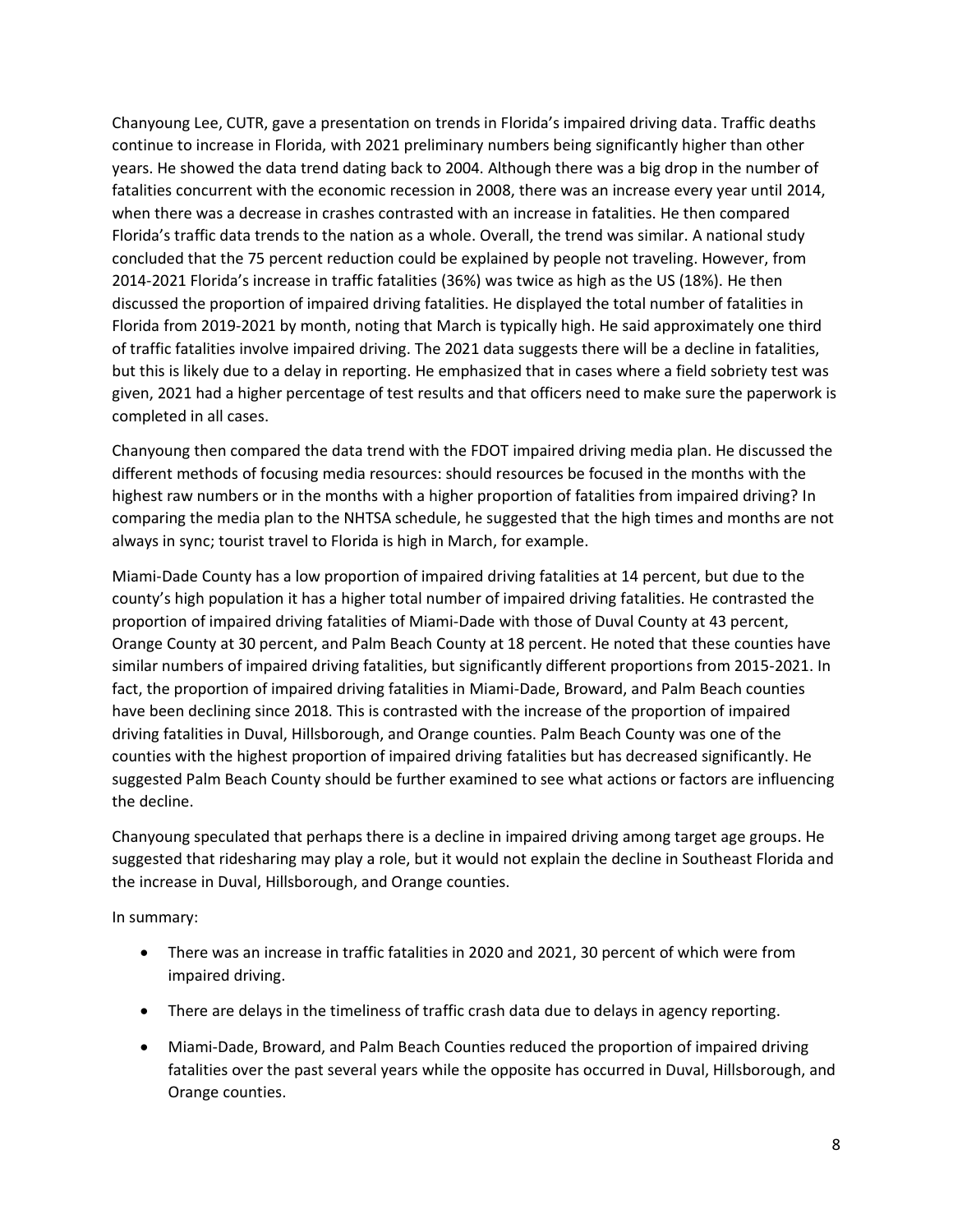Chanyoung Lee, CUTR, gave a presentation on trends in Florida's impaired driving data. Traffic deaths continue to increase in Florida, with 2021 preliminary numbers being significantly higher than other years. He showed the data trend dating back to 2004. Although there was a big drop in the number of fatalities concurrent with the economic recession in 2008, there was an increase every year until 2014, when there was a decrease in crashes contrasted with an increase in fatalities. He then compared Florida's traffic data trends to the nation as a whole. Overall, the trend was similar. A national study concluded that the 75 percent reduction could be explained by people not traveling. However, from 2014-2021 Florida's increase in traffic fatalities (36%) was twice as high as the US (18%). He then discussed the proportion of impaired driving fatalities. He displayed the total number of fatalities in Florida from 2019-2021 by month, noting that March is typically high. He said approximately one third of traffic fatalities involve impaired driving. The 2021 data suggests there will be a decline in fatalities, but this is likely due to a delay in reporting. He emphasized that in cases where a field sobriety test was given, 2021 had a higher percentage of test results and that officers need to make sure the paperwork is completed in all cases.

Chanyoung then compared the data trend with the FDOT impaired driving media plan. He discussed the different methods of focusing media resources: should resources be focused in the months with the highest raw numbers or in the months with a higher proportion of fatalities from impaired driving? In comparing the media plan to the NHTSA schedule, he suggested that the high times and months are not always in sync; tourist travel to Florida is high in March, for example.

Miami-Dade County has a low proportion of impaired driving fatalities at 14 percent, but due to the county's high population it has a higher total number of impaired driving fatalities. He contrasted the proportion of impaired driving fatalities of Miami-Dade with those of Duval County at 43 percent, Orange County at 30 percent, and Palm Beach County at 18 percent. He noted that these counties have similar numbers of impaired driving fatalities, but significantly different proportions from 2015-2021. In fact, the proportion of impaired driving fatalities in Miami-Dade, Broward, and Palm Beach counties have been declining since 2018. This is contrasted with the increase of the proportion of impaired driving fatalities in Duval, Hillsborough, and Orange counties. Palm Beach County was one of the counties with the highest proportion of impaired driving fatalities but has decreased significantly. He suggested Palm Beach County should be further examined to see what actions or factors are influencing the decline.

Chanyoung speculated that perhaps there is a decline in impaired driving among target age groups. He suggested that ridesharing may play a role, but it would not explain the decline in Southeast Florida and the increase in Duval, Hillsborough, and Orange counties.

In summary:

- There was an increase in traffic fatalities in 2020 and 2021, 30 percent of which were from impaired driving.
- There are delays in the timeliness of traffic crash data due to delays in agency reporting.
- Miami-Dade, Broward, and Palm Beach Counties reduced the proportion of impaired driving fatalities over the past several years while the opposite has occurred in Duval, Hillsborough, and Orange counties.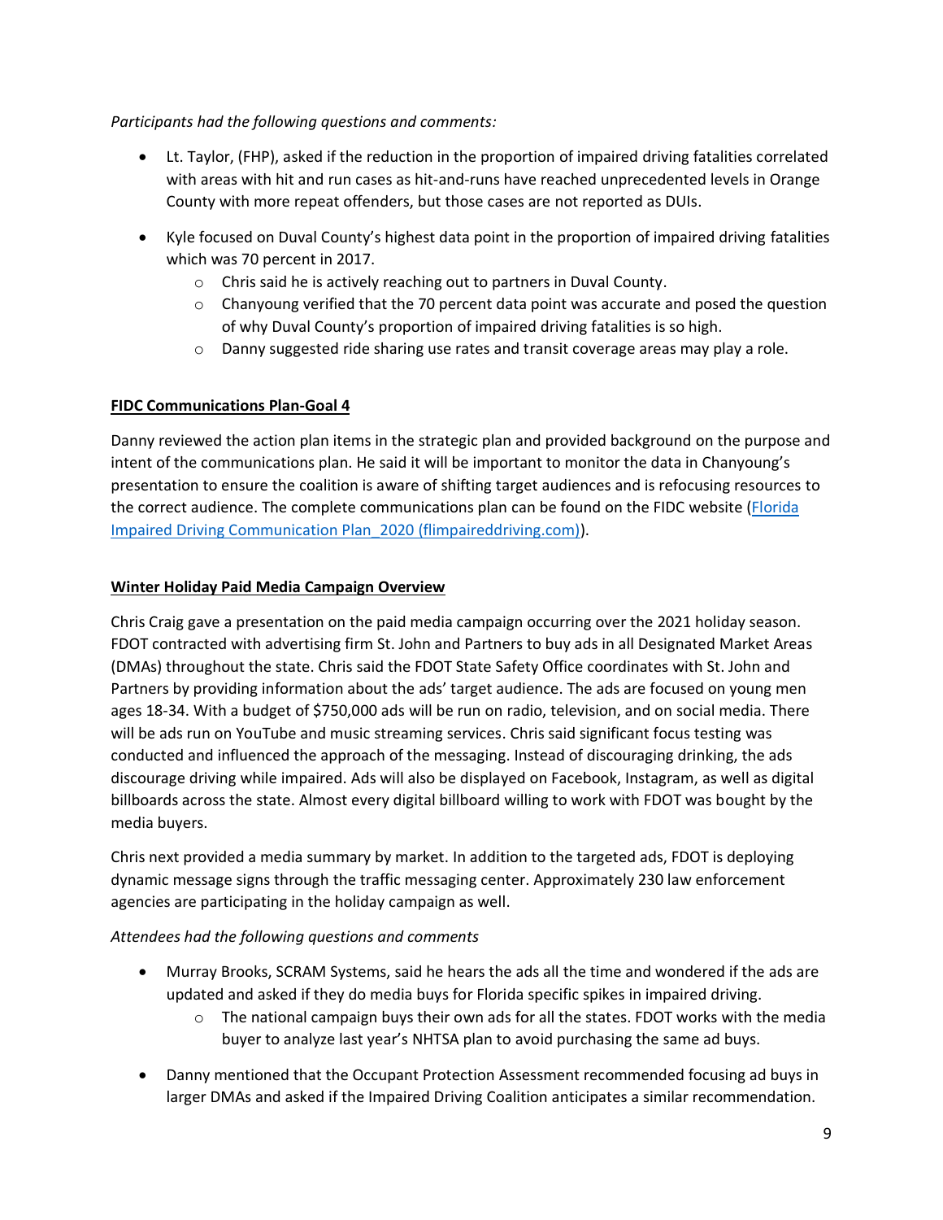*Participants had the following questions and comments:*

- Lt. Taylor, (FHP), asked if the reduction in the proportion of impaired driving fatalities correlated with areas with hit and run cases as hit-and-runs have reached unprecedented levels in Orange County with more repeat offenders, but those cases are not reported as DUIs.
- Kyle focused on Duval County's highest data point in the proportion of impaired driving fatalities which was 70 percent in 2017.
    - Chris said he is actively reaching out to partners in Duval County.
    - Chanyoung verified that the 70 percent data point was accurate and posed the question of why Duval County's proportion of impaired driving fatalities is so high.
    - Danny suggested ride sharing use rates and transit coverage areas may play a role.

**FIDC Communications Plan-Goal 4**

Danny reviewed the action plan items in the strategic plan and provided background on the purpose and intent of the communications plan. He said it will be important to monitor the data in Chanyoung's presentation to ensure the coalition is aware of shifting target audiences and is refocusing resources to the correct audience. The complete communications plan can be found on the FIDC website ([Florida Impaired Driving Communication Plan_2020 (flimpaireddriving.com)]).

**Winter Holiday Paid Media Campaign Overview**

Chris Craig gave a presentation on the paid media campaign occurring over the 2021 holiday season. FDOT contracted with advertising firm St. John and Partners to buy ads in all Designated Market Areas (DMAs) throughout the state. Chris said the FDOT State Safety Office coordinates with St. John and Partners by providing information about the ads' target audience. The ads are focused on young men ages 18-34. With a budget of $750,000 ads will be run on radio, television, and on social media. There will be ads run on YouTube and music streaming services. Chris said significant focus testing was conducted and influenced the approach of the messaging. Instead of discouraging drinking, the ads discourage driving while impaired. Ads will also be displayed on Facebook, Instagram, as well as digital billboards across the state. Almost every digital billboard willing to work with FDOT was bought by the media buyers.

Chris next provided a media summary by market. In addition to the targeted ads, FDOT is deploying dynamic message signs through the traffic messaging center. Approximately 230 law enforcement agencies are participating in the holiday campaign as well.

*Attendees had the following questions and comments*

- Murray Brooks, SCRAM Systems, said he hears the ads all the time and wondered if the ads are updated and asked if they do media buys for Florida specific spikes in impaired driving.
    - The national campaign buys their own ads for all the states. FDOT works with the media buyer to analyze last year's NHTSA plan to avoid purchasing the same ad buys.
- Danny mentioned that the Occupant Protection Assessment recommended focusing ad buys in larger DMAs and asked if the Impaired Driving Coalition anticipates a similar recommendation.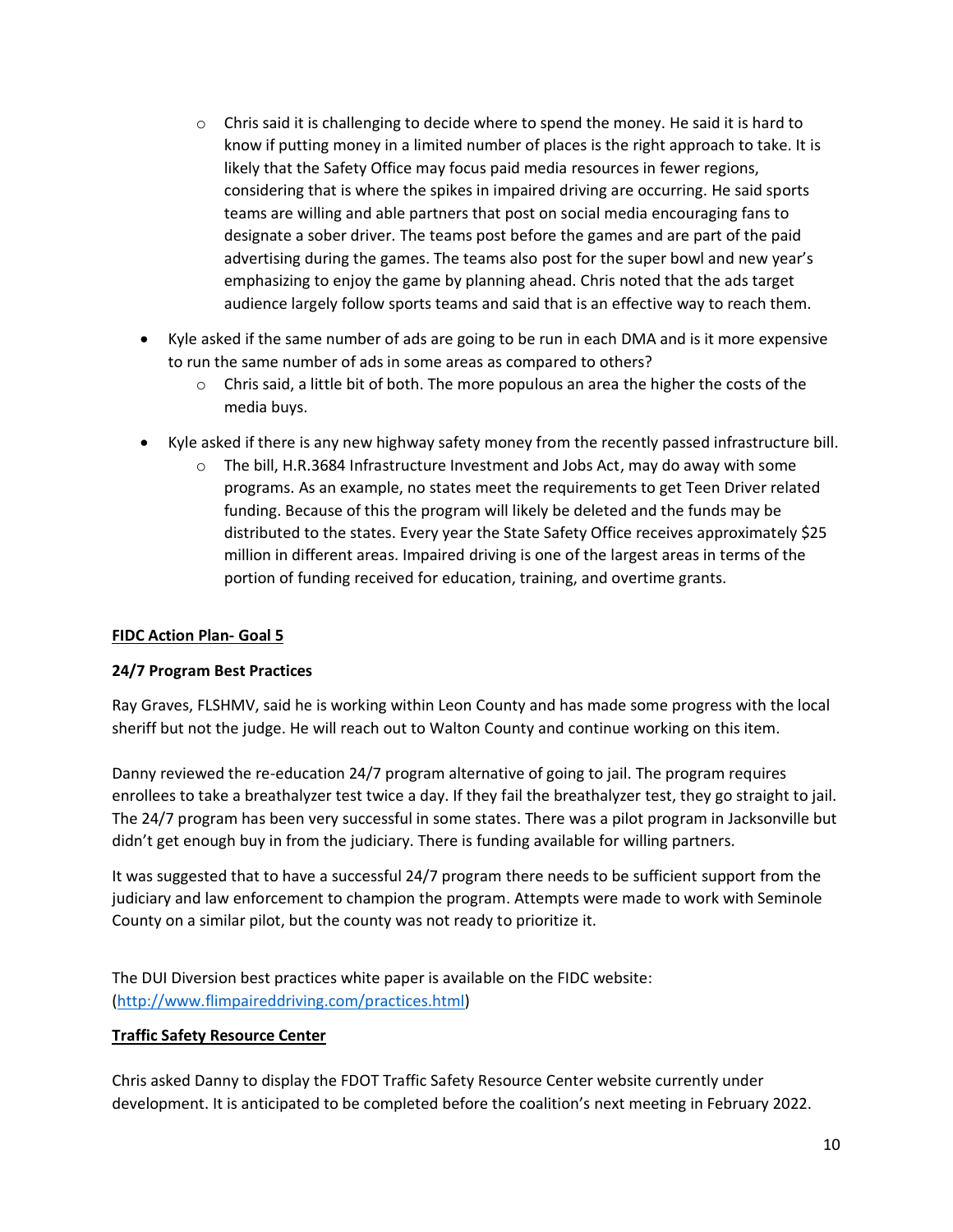- Chris said it is challenging to decide where to spend the money. He said it is hard to know if putting money in a limited number of places is the right approach to take. It is likely that the Safety Office may focus paid media resources in fewer regions, considering that is where the spikes in impaired driving are occurring. He said sports teams are willing and able partners that post on social media encouraging fans to designate a sober driver. The teams post before the games and are part of the paid advertising during the games. The teams also post for the super bowl and new year's emphasizing to enjoy the game by planning ahead. Chris noted that the ads target audience largely follow sports teams and said that is an effective way to reach them.

- Kyle asked if the same number of ads are going to be run in each DMA and is it more expensive to run the same number of ads in some areas as compared to others?
  - Chris said, a little bit of both. The more populous an area the higher the costs of the media buys.

- Kyle asked if there is any new highway safety money from the recently passed infrastructure bill.
  - The bill, H.R.3684 Infrastructure Investment and Jobs Act, may do away with some programs. As an example, no states meet the requirements to get Teen Driver related funding. Because of this the program will likely be deleted and the funds may be distributed to the states. Every year the State Safety Office receives approximately $25 million in different areas. Impaired driving is one of the largest areas in terms of the portion of funding received for education, training, and overtime grants.

**FIDC Action Plan- Goal 5**

**24/7 Program Best Practices**

Ray Graves, FLSHMV, said he is working within Leon County and has made some progress with the local sheriff but not the judge. He will reach out to Walton County and continue working on this item.

Danny reviewed the re-education 24/7 program alternative of going to jail. The program requires enrollees to take a breathalyzer test twice a day. If they fail the breathalyzer test, they go straight to jail. The 24/7 program has been very successful in some states. There was a pilot program in Jacksonville but didn't get enough buy in from the judiciary. There is funding available for willing partners.

It was suggested that to have a successful 24/7 program there needs to be sufficient support from the judiciary and law enforcement to champion the program. Attempts were made to work with Seminole County on a similar pilot, but the county was not ready to prioritize it.

The DUI Diversion best practices white paper is available on the FIDC website: (http://www.flimpaireddriving.com/practices.html)

**Traffic Safety Resource Center**

Chris asked Danny to display the FDOT Traffic Safety Resource Center website currently under development. It is anticipated to be completed before the coalition's next meeting in February 2022.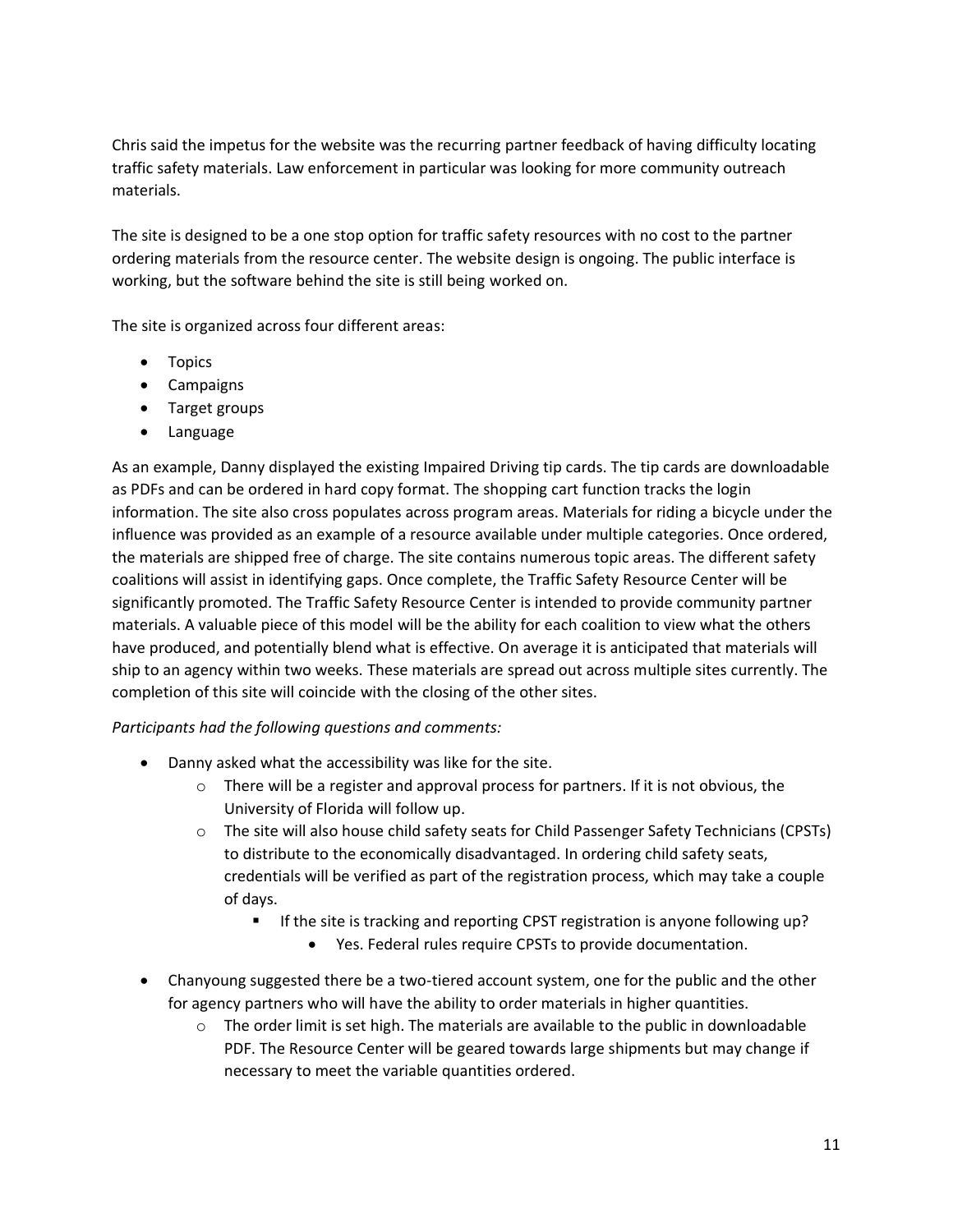Chris said the impetus for the website was the recurring partner feedback of having difficulty locating traffic safety materials. Law enforcement in particular was looking for more community outreach materials.

The site is designed to be a one stop option for traffic safety resources with no cost to the partner ordering materials from the resource center. The website design is ongoing. The public interface is working, but the software behind the site is still being worked on.

The site is organized across four different areas:

- Topics
- Campaigns
- Target groups
- Language

As an example, Danny displayed the existing Impaired Driving tip cards. The tip cards are downloadable as PDFs and can be ordered in hard copy format. The shopping cart function tracks the login information. The site also cross populates across program areas. Materials for riding a bicycle under the influence was provided as an example of a resource available under multiple categories. Once ordered, the materials are shipped free of charge. The site contains numerous topic areas. The different safety coalitions will assist in identifying gaps. Once complete, the Traffic Safety Resource Center will be significantly promoted. The Traffic Safety Resource Center is intended to provide community partner materials. A valuable piece of this model will be the ability for each coalition to view what the others have produced, and potentially blend what is effective. On average it is anticipated that materials will ship to an agency within two weeks. These materials are spread out across multiple sites currently. The completion of this site will coincide with the closing of the other sites.

*Participants had the following questions and comments:*

- Danny asked what the accessibility was like for the site.
    - There will be a register and approval process for partners. If it is not obvious, the University of Florida will follow up.
    - The site will also house child safety seats for Child Passenger Safety Technicians (CPSTs) to distribute to the economically disadvantaged. In ordering child safety seats, credentials will be verified as part of the registration process, which may take a couple of days.
        - If the site is tracking and reporting CPST registration is anyone following up?
            - Yes. Federal rules require CPSTs to provide documentation.
- Chanyoung suggested there be a two-tiered account system, one for the public and the other for agency partners who will have the ability to order materials in higher quantities.
    - The order limit is set high. The materials are available to the public in downloadable PDF. The Resource Center will be geared towards large shipments but may change if necessary to meet the variable quantities ordered.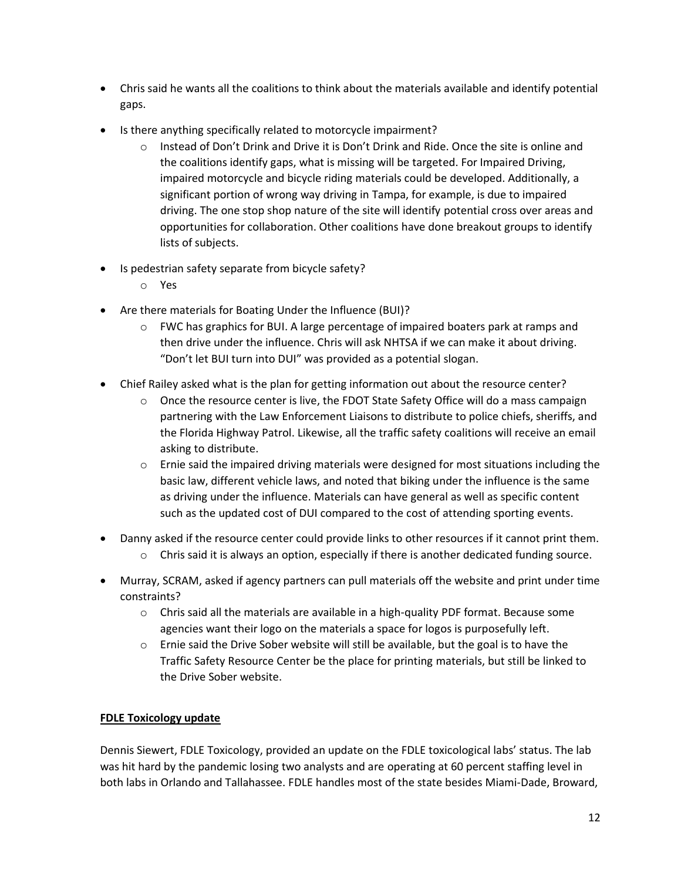- Chris said he wants all the coalitions to think about the materials available and identify potential gaps.
- Is there anything specifically related to motorcycle impairment?
    - Instead of Don't Drink and Drive it is Don't Drink and Ride. Once the site is online and the coalitions identify gaps, what is missing will be targeted. For Impaired Driving, impaired motorcycle and bicycle riding materials could be developed. Additionally, a significant portion of wrong way driving in Tampa, for example, is due to impaired driving. The one stop shop nature of the site will identify potential cross over areas and opportunities for collaboration. Other coalitions have done breakout groups to identify lists of subjects.
- Is pedestrian safety separate from bicycle safety?
    - Yes
- Are there materials for Boating Under the Influence (BUI)?
    - FWC has graphics for BUI. A large percentage of impaired boaters park at ramps and then drive under the influence. Chris will ask NHTSA if we can make it about driving. "Don't let BUI turn into DUI" was provided as a potential slogan.
- Chief Railey asked what is the plan for getting information out about the resource center?
    - Once the resource center is live, the FDOT State Safety Office will do a mass campaign partnering with the Law Enforcement Liaisons to distribute to police chiefs, sheriffs, and the Florida Highway Patrol. Likewise, all the traffic safety coalitions will receive an email asking to distribute.
    - Ernie said the impaired driving materials were designed for most situations including the basic law, different vehicle laws, and noted that biking under the influence is the same as driving under the influence. Materials can have general as well as specific content such as the updated cost of DUI compared to the cost of attending sporting events.
- Danny asked if the resource center could provide links to other resources if it cannot print them.
    - Chris said it is always an option, especially if there is another dedicated funding source.
- Murray, SCRAM, asked if agency partners can pull materials off the website and print under time constraints?
    - Chris said all the materials are available in a high-quality PDF format. Because some agencies want their logo on the materials a space for logos is purposefully left.
    - Ernie said the Drive Sober website will still be available, but the goal is to have the Traffic Safety Resource Center be the place for printing materials, but still be linked to the Drive Sober website.

**FDLE Toxicology update**

Dennis Siewert, FDLE Toxicology, provided an update on the FDLE toxicological labs' status. The lab was hit hard by the pandemic losing two analysts and are operating at 60 percent staffing level in both labs in Orlando and Tallahassee. FDLE handles most of the state besides Miami-Dade, Broward,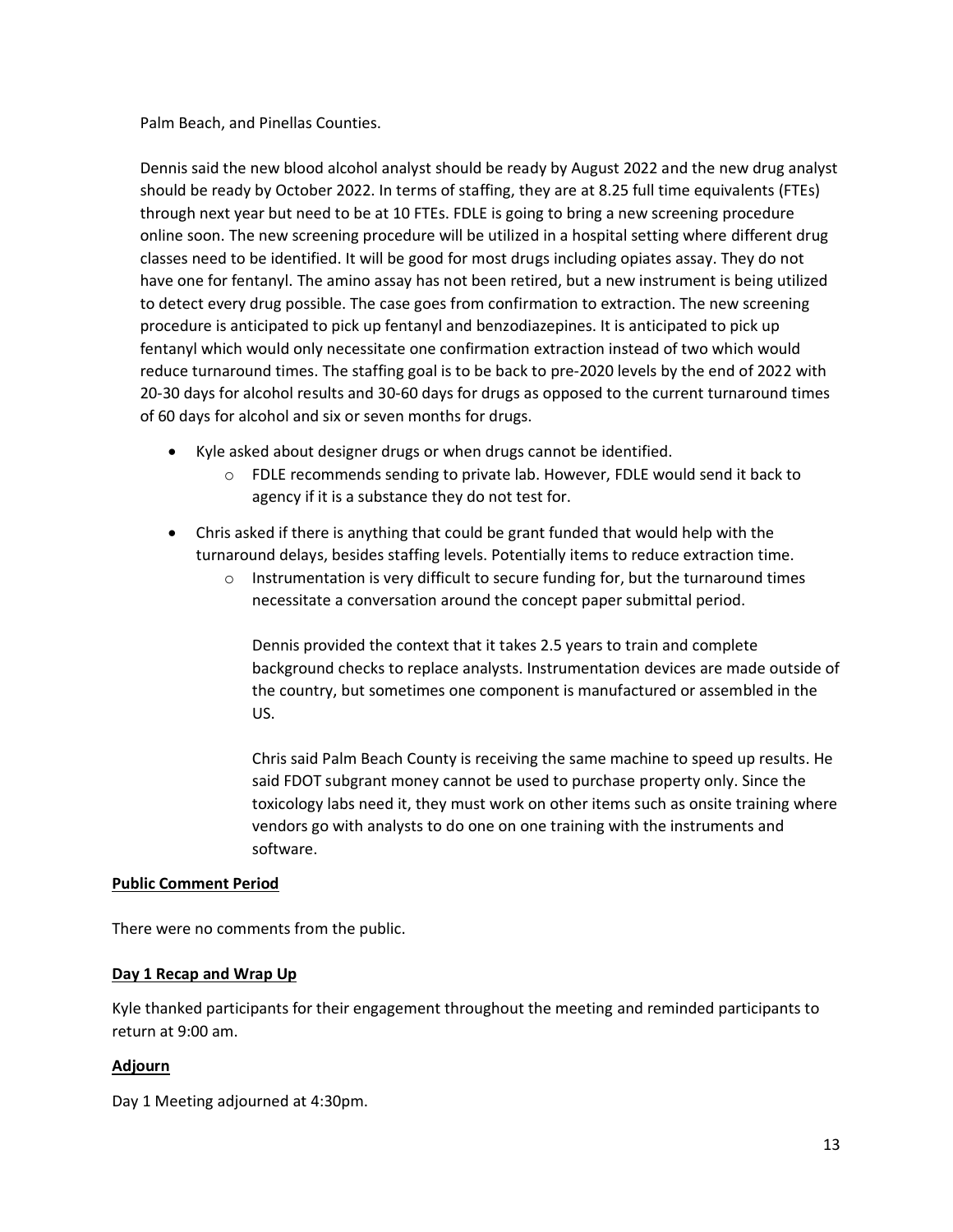Palm Beach, and Pinellas Counties.

Dennis said the new blood alcohol analyst should be ready by August 2022 and the new drug analyst should be ready by October 2022. In terms of staffing, they are at 8.25 full time equivalents (FTEs) through next year but need to be at 10 FTEs. FDLE is going to bring a new screening procedure online soon. The new screening procedure will be utilized in a hospital setting where different drug classes need to be identified. It will be good for most drugs including opiates assay. They do not have one for fentanyl. The amino assay has not been retired, but a new instrument is being utilized to detect every drug possible. The case goes from confirmation to extraction. The new screening procedure is anticipated to pick up fentanyl and benzodiazepines. It is anticipated to pick up fentanyl which would only necessitate one confirmation extraction instead of two which would reduce turnaround times. The staffing goal is to be back to pre-2020 levels by the end of 2022 with 20-30 days for alcohol results and 30-60 days for drugs as opposed to the current turnaround times of 60 days for alcohol and six or seven months for drugs.

- Kyle asked about designer drugs or when drugs cannot be identified.
    - FDLE recommends sending to private lab. However, FDLE would send it back to agency if it is a substance they do not test for.
- Chris asked if there is anything that could be grant funded that would help with the turnaround delays, besides staffing levels. Potentially items to reduce extraction time.
    - Instrumentation is very difficult to secure funding for, but the turnaround times necessitate a conversation around the concept paper submittal period.

      Dennis provided the context that it takes 2.5 years to train and complete background checks to replace analysts. Instrumentation devices are made outside of the country, but sometimes one component is manufactured or assembled in the US.

      Chris said Palm Beach County is receiving the same machine to speed up results. He said FDOT subgrant money cannot be used to purchase property only. Since the toxicology labs need it, they must work on other items such as onsite training where vendors go with analysts to do one on one training with the instruments and software.

**Public Comment Period**

There were no comments from the public.

**Day 1 Recap and Wrap Up**

Kyle thanked participants for their engagement throughout the meeting and reminded participants to return at 9:00 am.

**Adjourn**

Day 1 Meeting adjourned at 4:30pm.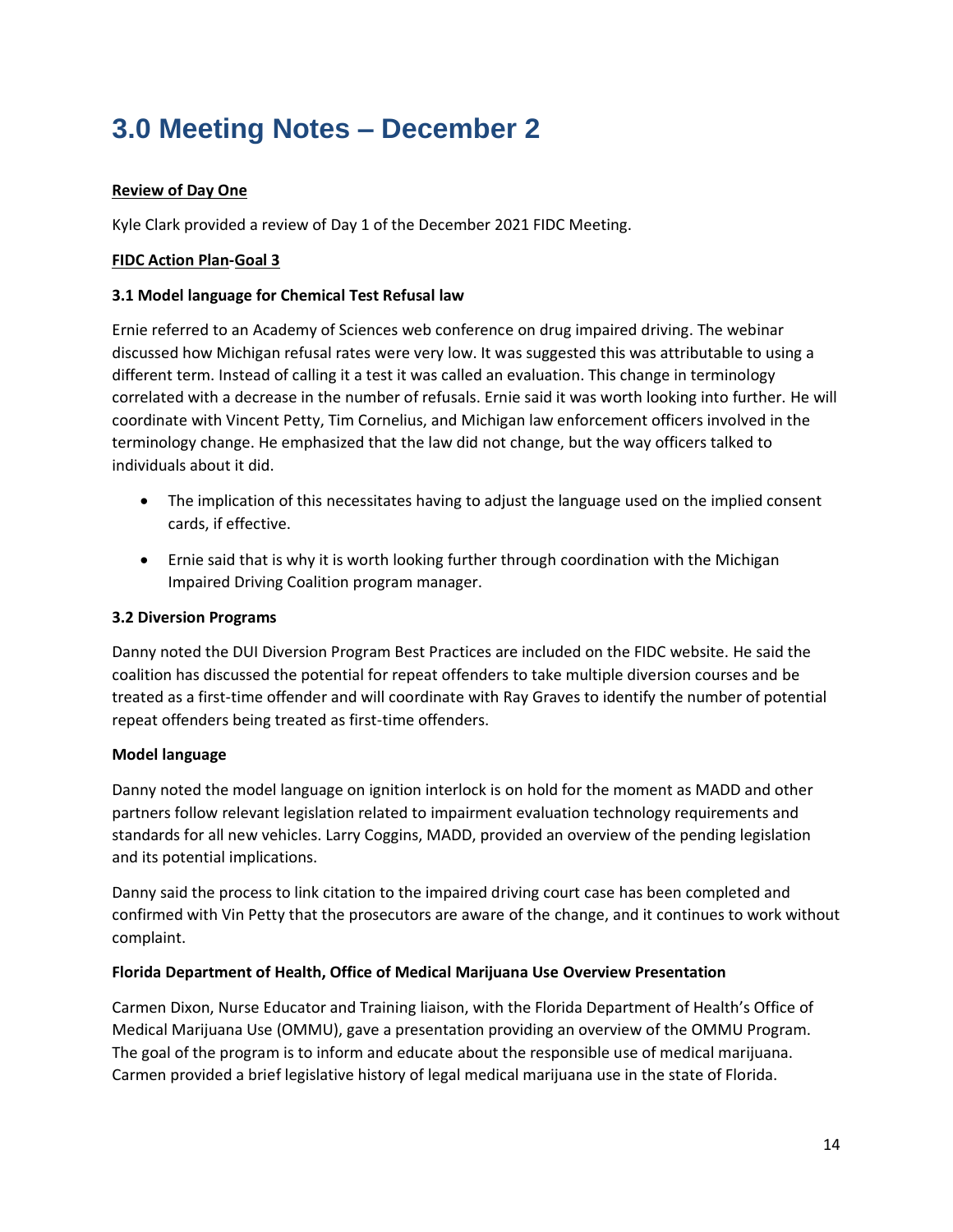# 3.0 Meeting Notes – December 2

**Review of Day One**

Kyle Clark provided a review of Day 1 of the December 2021 FIDC Meeting.

**FIDC Action Plan-Goal 3**

**3.1 Model language for Chemical Test Refusal law**

Ernie referred to an Academy of Sciences web conference on drug impaired driving. The webinar discussed how Michigan refusal rates were very low. It was suggested this was attributable to using a different term. Instead of calling it a test it was called an evaluation. This change in terminology correlated with a decrease in the number of refusals. Ernie said it was worth looking into further. He will coordinate with Vincent Petty, Tim Cornelius, and Michigan law enforcement officers involved in the terminology change. He emphasized that the law did not change, but the way officers talked to individuals about it did.

- The implication of this necessitates having to adjust the language used on the implied consent cards, if effective.
- Ernie said that is why it is worth looking further through coordination with the Michigan Impaired Driving Coalition program manager.

**3.2 Diversion Programs**

Danny noted the DUI Diversion Program Best Practices are included on the FIDC website. He said the coalition has discussed the potential for repeat offenders to take multiple diversion courses and be treated as a first-time offender and will coordinate with Ray Graves to identify the number of potential repeat offenders being treated as first-time offenders.

**Model language**

Danny noted the model language on ignition interlock is on hold for the moment as MADD and other partners follow relevant legislation related to impairment evaluation technology requirements and standards for all new vehicles. Larry Coggins, MADD, provided an overview of the pending legislation and its potential implications.

Danny said the process to link citation to the impaired driving court case has been completed and confirmed with Vin Petty that the prosecutors are aware of the change, and it continues to work without complaint.

**Florida Department of Health, Office of Medical Marijuana Use Overview Presentation**

Carmen Dixon, Nurse Educator and Training liaison, with the Florida Department of Health's Office of Medical Marijuana Use (OMMU), gave a presentation providing an overview of the OMMU Program. The goal of the program is to inform and educate about the responsible use of medical marijuana. Carmen provided a brief legislative history of legal medical marijuana use in the state of Florida.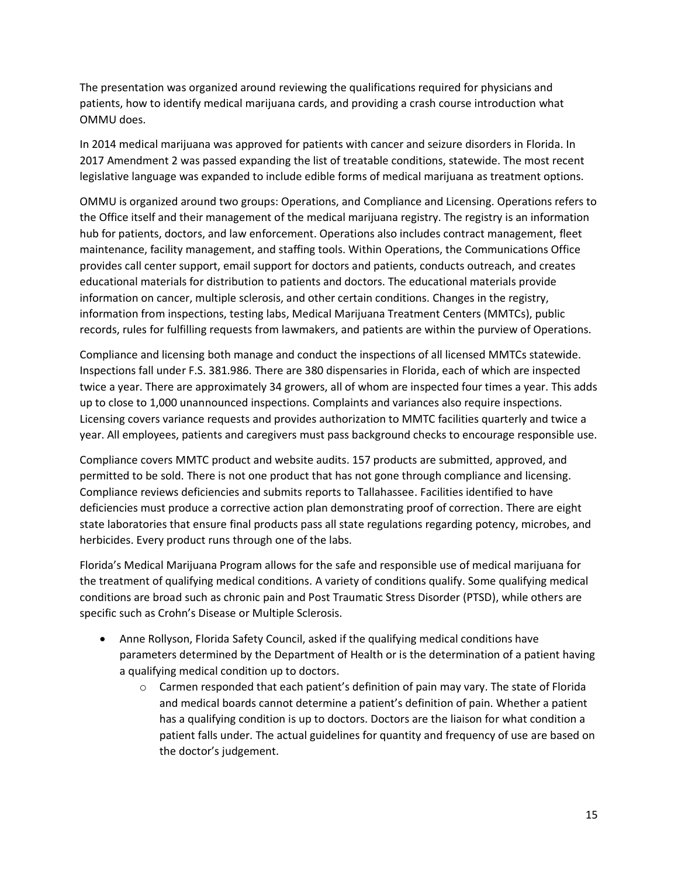The presentation was organized around reviewing the qualifications required for physicians and patients, how to identify medical marijuana cards, and providing a crash course introduction what OMMU does.

In 2014 medical marijuana was approved for patients with cancer and seizure disorders in Florida. In 2017 Amendment 2 was passed expanding the list of treatable conditions, statewide. The most recent legislative language was expanded to include edible forms of medical marijuana as treatment options.

OMMU is organized around two groups: Operations, and Compliance and Licensing. Operations refers to the Office itself and their management of the medical marijuana registry. The registry is an information hub for patients, doctors, and law enforcement. Operations also includes contract management, fleet maintenance, facility management, and staffing tools. Within Operations, the Communications Office provides call center support, email support for doctors and patients, conducts outreach, and creates educational materials for distribution to patients and doctors. The educational materials provide information on cancer, multiple sclerosis, and other certain conditions. Changes in the registry, information from inspections, testing labs, Medical Marijuana Treatment Centers (MMTCs), public records, rules for fulfilling requests from lawmakers, and patients are within the purview of Operations.

Compliance and licensing both manage and conduct the inspections of all licensed MMTCs statewide. Inspections fall under F.S. 381.986. There are 380 dispensaries in Florida, each of which are inspected twice a year. There are approximately 34 growers, all of whom are inspected four times a year. This adds up to close to 1,000 unannounced inspections. Complaints and variances also require inspections. Licensing covers variance requests and provides authorization to MMTC facilities quarterly and twice a year. All employees, patients and caregivers must pass background checks to encourage responsible use.

Compliance covers MMTC product and website audits. 157 products are submitted, approved, and permitted to be sold. There is not one product that has not gone through compliance and licensing. Compliance reviews deficiencies and submits reports to Tallahassee. Facilities identified to have deficiencies must produce a corrective action plan demonstrating proof of correction. There are eight state laboratories that ensure final products pass all state regulations regarding potency, microbes, and herbicides. Every product runs through one of the labs.

Florida's Medical Marijuana Program allows for the safe and responsible use of medical marijuana for the treatment of qualifying medical conditions. A variety of conditions qualify. Some qualifying medical conditions are broad such as chronic pain and Post Traumatic Stress Disorder (PTSD), while others are specific such as Crohn's Disease or Multiple Sclerosis.

- Anne Rollyson, Florida Safety Council, asked if the qualifying medical conditions have parameters determined by the Department of Health or is the determination of a patient having a qualifying medical condition up to doctors.
  - Carmen responded that each patient's definition of pain may vary. The state of Florida and medical boards cannot determine a patient's definition of pain. Whether a patient has a qualifying condition is up to doctors. Doctors are the liaison for what condition a patient falls under. The actual guidelines for quantity and frequency of use are based on the doctor's judgement.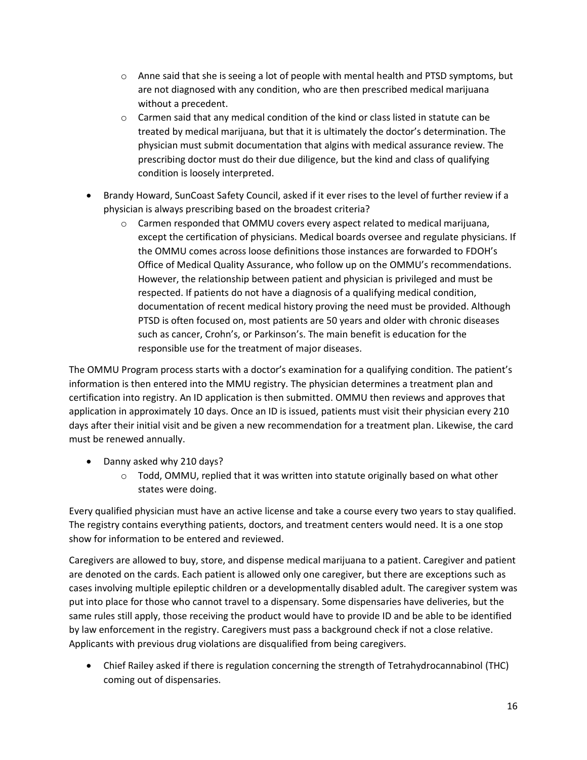- Anne said that she is seeing a lot of people with mental health and PTSD symptoms, but are not diagnosed with any condition, who are then prescribed medical marijuana without a precedent.
  - Carmen said that any medical condition of the kind or class listed in statute can be treated by medical marijuana, but that it is ultimately the doctor's determination. The physician must submit documentation that algins with medical assurance review. The prescribing doctor must do their due diligence, but the kind and class of qualifying condition is loosely interpreted.

- Brandy Howard, SunCoast Safety Council, asked if it ever rises to the level of further review if a physician is always prescribing based on the broadest criteria?
  - Carmen responded that OMMU covers every aspect related to medical marijuana, except the certification of physicians. Medical boards oversee and regulate physicians. If the OMMU comes across loose definitions those instances are forwarded to FDOH's Office of Medical Quality Assurance, who follow up on the OMMU's recommendations. However, the relationship between patient and physician is privileged and must be respected. If patients do not have a diagnosis of a qualifying medical condition, documentation of recent medical history proving the need must be provided. Although PTSD is often focused on, most patients are 50 years and older with chronic diseases such as cancer, Crohn's, or Parkinson's. The main benefit is education for the responsible use for the treatment of major diseases.

The OMMU Program process starts with a doctor's examination for a qualifying condition. The patient's information is then entered into the MMU registry. The physician determines a treatment plan and certification into registry. An ID application is then submitted. OMMU then reviews and approves that application in approximately 10 days. Once an ID is issued, patients must visit their physician every 210 days after their initial visit and be given a new recommendation for a treatment plan. Likewise, the card must be renewed annually.

- Danny asked why 210 days?
  - Todd, OMMU, replied that it was written into statute originally based on what other states were doing.

Every qualified physician must have an active license and take a course every two years to stay qualified. The registry contains everything patients, doctors, and treatment centers would need. It is a one stop show for information to be entered and reviewed.

Caregivers are allowed to buy, store, and dispense medical marijuana to a patient. Caregiver and patient are denoted on the cards. Each patient is allowed only one caregiver, but there are exceptions such as cases involving multiple epileptic children or a developmentally disabled adult. The caregiver system was put into place for those who cannot travel to a dispensary. Some dispensaries have deliveries, but the same rules still apply, those receiving the product would have to provide ID and be able to be identified by law enforcement in the registry. Caregivers must pass a background check if not a close relative. Applicants with previous drug violations are disqualified from being caregivers.

- Chief Railey asked if there is regulation concerning the strength of Tetrahydrocannabinol (THC) coming out of dispensaries.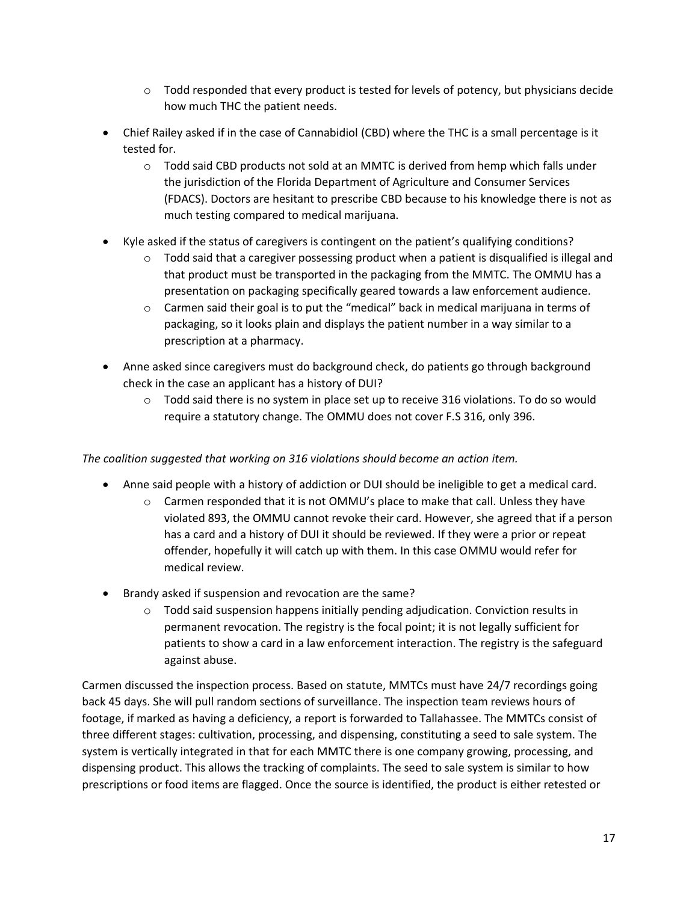- Todd responded that every product is tested for levels of potency, but physicians decide how much THC the patient needs.

- Chief Railey asked if in the case of Cannabidiol (CBD) where the THC is a small percentage is it tested for.
    - Todd said CBD products not sold at an MMTC is derived from hemp which falls under the jurisdiction of the Florida Department of Agriculture and Consumer Services (FDACS). Doctors are hesitant to prescribe CBD because to his knowledge there is not as much testing compared to medical marijuana.

- Kyle asked if the status of caregivers is contingent on the patient's qualifying conditions?
    - Todd said that a caregiver possessing product when a patient is disqualified is illegal and that product must be transported in the packaging from the MMTC. The OMMU has a presentation on packaging specifically geared towards a law enforcement audience.
    - Carmen said their goal is to put the "medical" back in medical marijuana in terms of packaging, so it looks plain and displays the patient number in a way similar to a prescription at a pharmacy.

- Anne asked since caregivers must do background check, do patients go through background check in the case an applicant has a history of DUI?
    - Todd said there is no system in place set up to receive 316 violations. To do so would require a statutory change. The OMMU does not cover F.S 316, only 396.

*The coalition suggested that working on 316 violations should become an action item.*

- Anne said people with a history of addiction or DUI should be ineligible to get a medical card.
    - Carmen responded that it is not OMMU's place to make that call. Unless they have violated 893, the OMMU cannot revoke their card. However, she agreed that if a person has a card and a history of DUI it should be reviewed. If they were a prior or repeat offender, hopefully it will catch up with them. In this case OMMU would refer for medical review.

- Brandy asked if suspension and revocation are the same?
    - Todd said suspension happens initially pending adjudication. Conviction results in permanent revocation. The registry is the focal point; it is not legally sufficient for patients to show a card in a law enforcement interaction. The registry is the safeguard against abuse.

Carmen discussed the inspection process. Based on statute, MMTCs must have 24/7 recordings going back 45 days. She will pull random sections of surveillance. The inspection team reviews hours of footage, if marked as having a deficiency, a report is forwarded to Tallahassee. The MMTCs consist of three different stages: cultivation, processing, and dispensing, constituting a seed to sale system. The system is vertically integrated in that for each MMTC there is one company growing, processing, and dispensing product. This allows the tracking of complaints. The seed to sale system is similar to how prescriptions or food items are flagged. Once the source is identified, the product is either retested or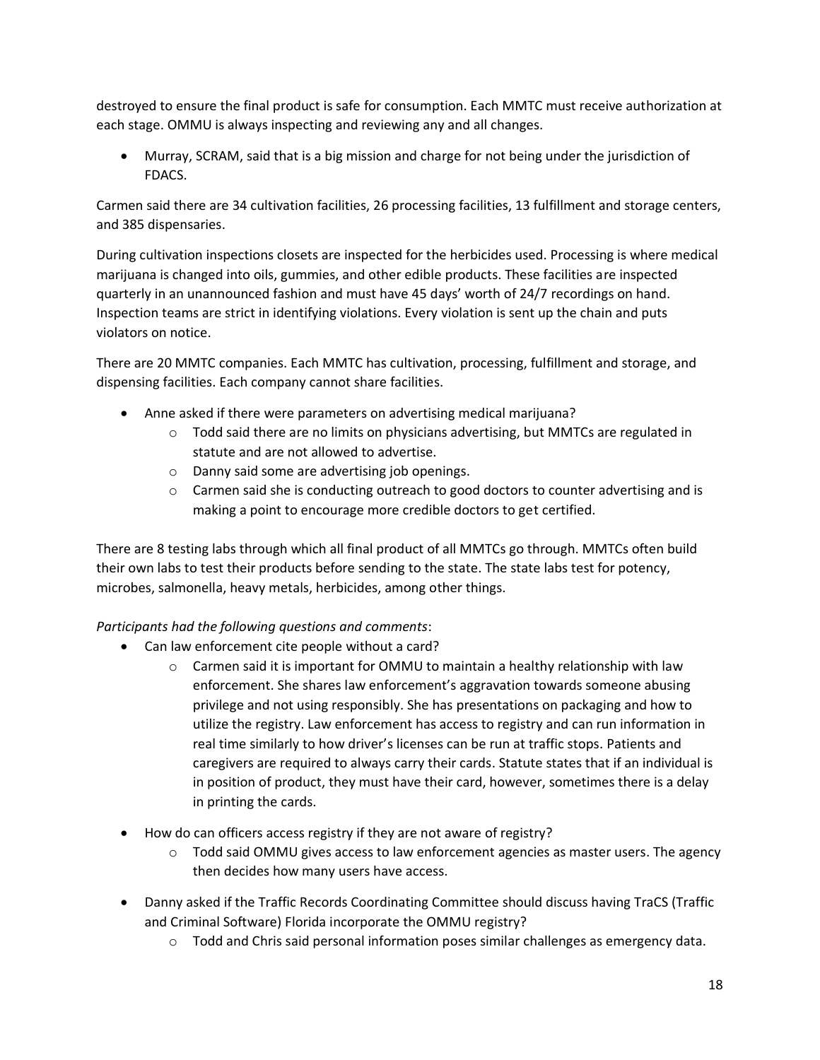destroyed to ensure the final product is safe for consumption. Each MMTC must receive authorization at each stage. OMMU is always inspecting and reviewing any and all changes.

- Murray, SCRAM, said that is a big mission and charge for not being under the jurisdiction of FDACS.

Carmen said there are 34 cultivation facilities, 26 processing facilities, 13 fulfillment and storage centers, and 385 dispensaries.

During cultivation inspections closets are inspected for the herbicides used. Processing is where medical marijuana is changed into oils, gummies, and other edible products. These facilities are inspected quarterly in an unannounced fashion and must have 45 days' worth of 24/7 recordings on hand. Inspection teams are strict in identifying violations. Every violation is sent up the chain and puts violators on notice.

There are 20 MMTC companies. Each MMTC has cultivation, processing, fulfillment and storage, and dispensing facilities. Each company cannot share facilities.

- Anne asked if there were parameters on advertising medical marijuana?
  - Todd said there are no limits on physicians advertising, but MMTCs are regulated in statute and are not allowed to advertise.
  - Danny said some are advertising job openings.
  - Carmen said she is conducting outreach to good doctors to counter advertising and is making a point to encourage more credible doctors to get certified.

There are 8 testing labs through which all final product of all MMTCs go through. MMTCs often build their own labs to test their products before sending to the state. The state labs test for potency, microbes, salmonella, heavy metals, herbicides, among other things.

*Participants had the following questions and comments*:

- Can law enforcement cite people without a card?
  - Carmen said it is important for OMMU to maintain a healthy relationship with law enforcement. She shares law enforcement's aggravation towards someone abusing privilege and not using responsibly. She has presentations on packaging and how to utilize the registry. Law enforcement has access to registry and can run information in real time similarly to how driver's licenses can be run at traffic stops. Patients and caregivers are required to always carry their cards. Statute states that if an individual is in position of product, they must have their card, however, sometimes there is a delay in printing the cards.
- How do can officers access registry if they are not aware of registry?
  - Todd said OMMU gives access to law enforcement agencies as master users. The agency then decides how many users have access.
- Danny asked if the Traffic Records Coordinating Committee should discuss having TraCS (Traffic and Criminal Software) Florida incorporate the OMMU registry?
  - Todd and Chris said personal information poses similar challenges as emergency data.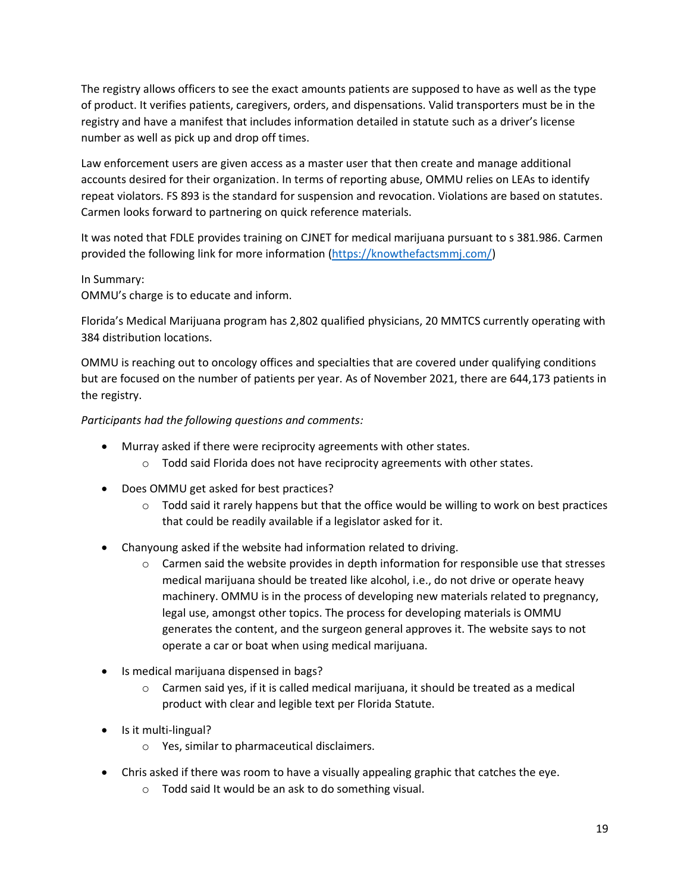The registry allows officers to see the exact amounts patients are supposed to have as well as the type of product. It verifies patients, caregivers, orders, and dispensations. Valid transporters must be in the registry and have a manifest that includes information detailed in statute such as a driver's license number as well as pick up and drop off times.

Law enforcement users are given access as a master user that then create and manage additional accounts desired for their organization. In terms of reporting abuse, OMMU relies on LEAs to identify repeat violators. FS 893 is the standard for suspension and revocation. Violations are based on statutes. Carmen looks forward to partnering on quick reference materials.

It was noted that FDLE provides training on CJNET for medical marijuana pursuant to s 381.986. Carmen provided the following link for more information ([https://knowthefactsmmj.com/](https://knowthefactsmmj.com/))

In Summary:
OMMU's charge is to educate and inform.

Florida's Medical Marijuana program has 2,802 qualified physicians, 20 MMTCS currently operating with 384 distribution locations.

OMMU is reaching out to oncology offices and specialties that are covered under qualifying conditions but are focused on the number of patients per year. As of November 2021, there are 644,173 patients in the registry.

*Participants had the following questions and comments:*

- Murray asked if there were reciprocity agreements with other states.
  - Todd said Florida does not have reciprocity agreements with other states.
- Does OMMU get asked for best practices?
  - Todd said it rarely happens but that the office would be willing to work on best practices that could be readily available if a legislator asked for it.
- Chanyoung asked if the website had information related to driving.
  - Carmen said the website provides in depth information for responsible use that stresses medical marijuana should be treated like alcohol, i.e., do not drive or operate heavy machinery. OMMU is in the process of developing new materials related to pregnancy, legal use, amongst other topics. The process for developing materials is OMMU generates the content, and the surgeon general approves it. The website says to not operate a car or boat when using medical marijuana.
- Is medical marijuana dispensed in bags?
  - Carmen said yes, if it is called medical marijuana, it should be treated as a medical product with clear and legible text per Florida Statute.
- Is it multi-lingual?
  - Yes, similar to pharmaceutical disclaimers.
- Chris asked if there was room to have a visually appealing graphic that catches the eye.
  - Todd said It would be an ask to do something visual.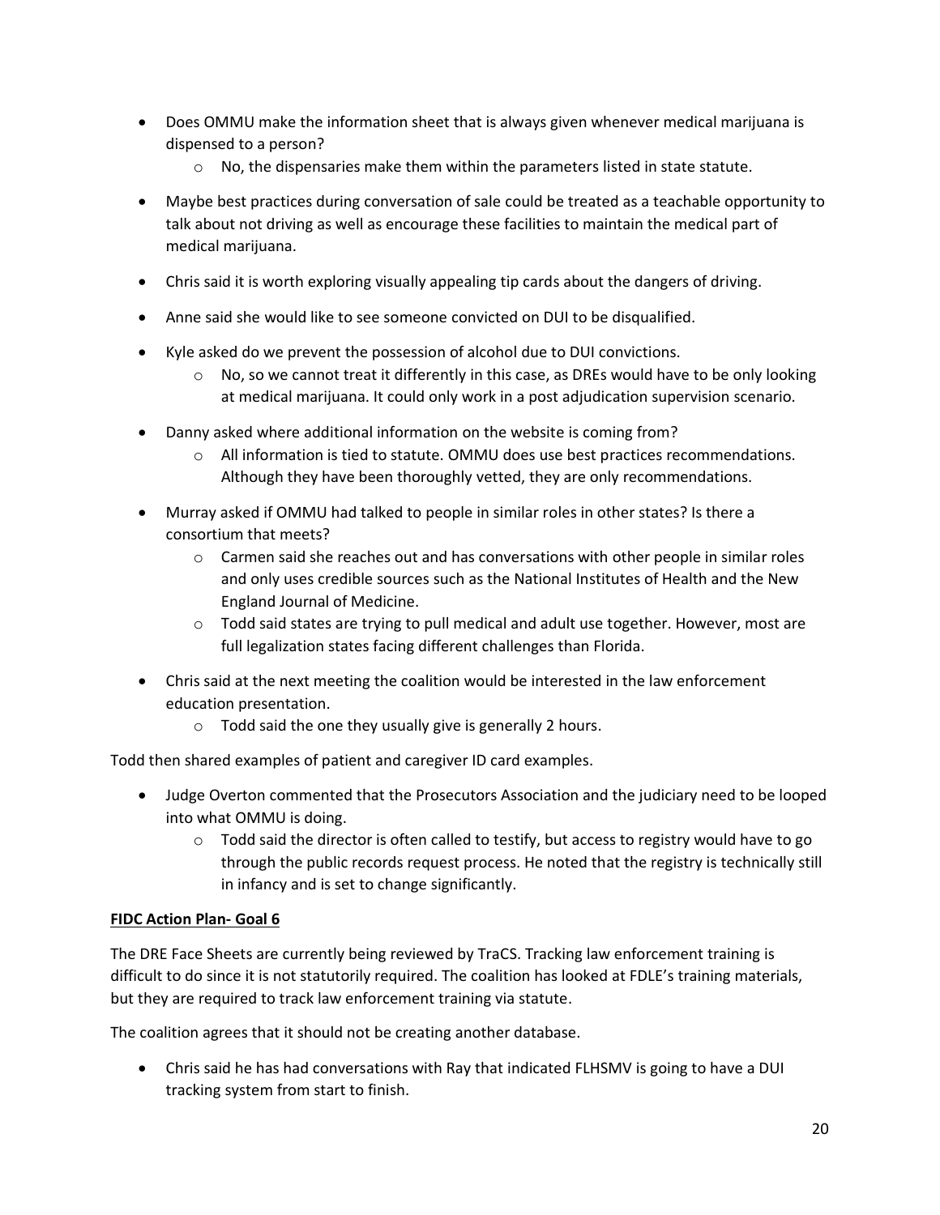- Does OMMU make the information sheet that is always given whenever medical marijuana is dispensed to a person?
    - No, the dispensaries make them within the parameters listed in state statute.
- Maybe best practices during conversation of sale could be treated as a teachable opportunity to talk about not driving as well as encourage these facilities to maintain the medical part of medical marijuana.
- Chris said it is worth exploring visually appealing tip cards about the dangers of driving.
- Anne said she would like to see someone convicted on DUI to be disqualified.
- Kyle asked do we prevent the possession of alcohol due to DUI convictions.
    - No, so we cannot treat it differently in this case, as DREs would have to be only looking at medical marijuana. It could only work in a post adjudication supervision scenario.
- Danny asked where additional information on the website is coming from?
    - All information is tied to statute. OMMU does use best practices recommendations. Although they have been thoroughly vetted, they are only recommendations.
- Murray asked if OMMU had talked to people in similar roles in other states? Is there a consortium that meets?
    - Carmen said she reaches out and has conversations with other people in similar roles and only uses credible sources such as the National Institutes of Health and the New England Journal of Medicine.
    - Todd said states are trying to pull medical and adult use together. However, most are full legalization states facing different challenges than Florida.
- Chris said at the next meeting the coalition would be interested in the law enforcement education presentation.
    - Todd said the one they usually give is generally 2 hours.

Todd then shared examples of patient and caregiver ID card examples.

- Judge Overton commented that the Prosecutors Association and the judiciary need to be looped into what OMMU is doing.
    - Todd said the director is often called to testify, but access to registry would have to go through the public records request process. He noted that the registry is technically still in infancy and is set to change significantly.

**FIDC Action Plan- Goal 6**

The DRE Face Sheets are currently being reviewed by TraCS. Tracking law enforcement training is difficult to do since it is not statutorily required. The coalition has looked at FDLE's training materials, but they are required to track law enforcement training via statute.

The coalition agrees that it should not be creating another database.

- Chris said he has had conversations with Ray that indicated FLHSMV is going to have a DUI tracking system from start to finish.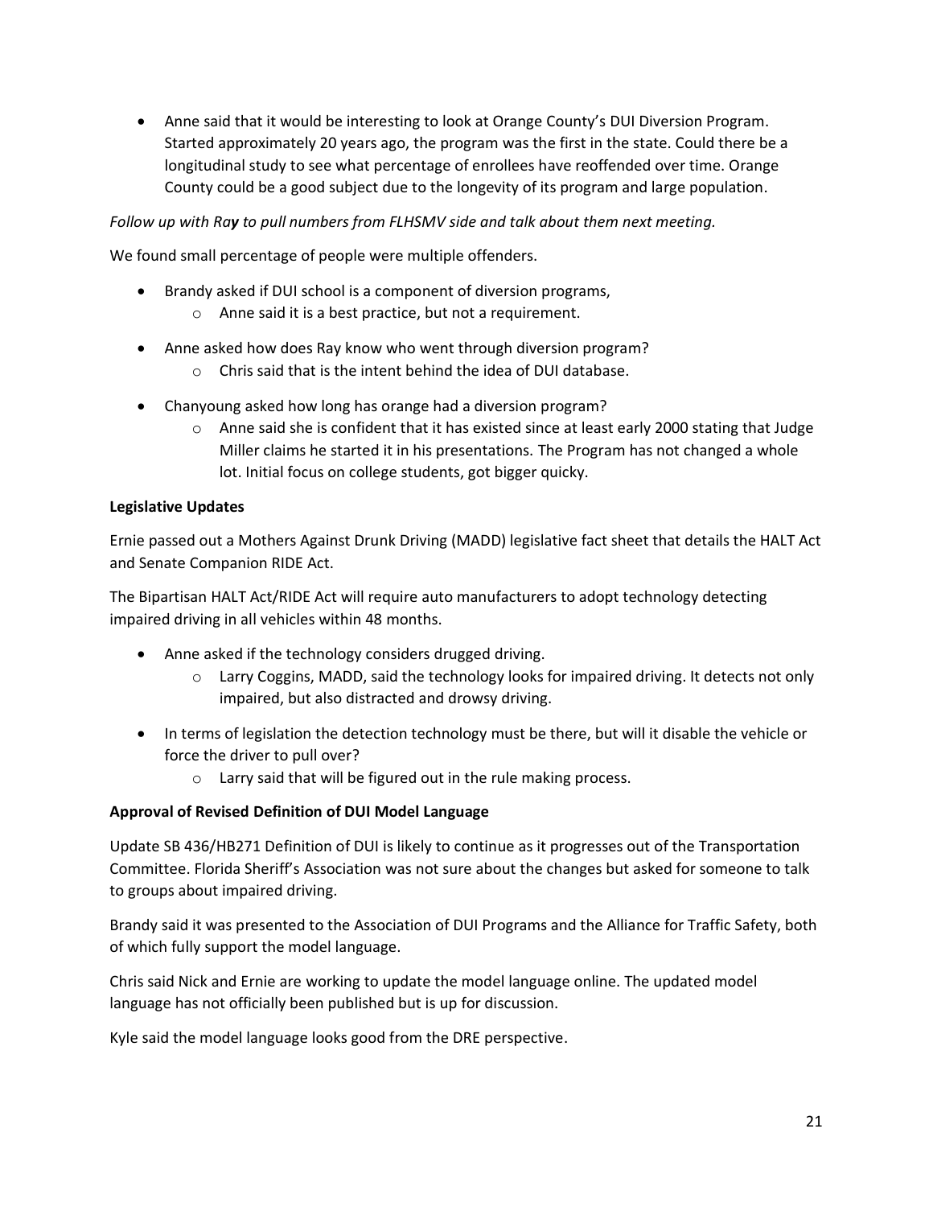- Anne said that it would be interesting to look at Orange County's DUI Diversion Program. Started approximately 20 years ago, the program was the first in the state. Could there be a longitudinal study to see what percentage of enrollees have reoffended over time. Orange County could be a good subject due to the longevity of its program and large population.

*Follow up with Ra**y** to pull numbers from FLHSMV side and talk about them next meeting.*

We found small percentage of people were multiple offenders.

- Brandy asked if DUI school is a component of diversion programs,
    - Anne said it is a best practice, but not a requirement.
- Anne asked how does Ray know who went through diversion program?
    - Chris said that is the intent behind the idea of DUI database.
- Chanyoung asked how long has orange had a diversion program?
    - Anne said she is confident that it has existed since at least early 2000 stating that Judge Miller claims he started it in his presentations. The Program has not changed a whole lot. Initial focus on college students, got bigger quicky.

**Legislative Updates**

Ernie passed out a Mothers Against Drunk Driving (MADD) legislative fact sheet that details the HALT Act and Senate Companion RIDE Act.

The Bipartisan HALT Act/RIDE Act will require auto manufacturers to adopt technology detecting impaired driving in all vehicles within 48 months.

- Anne asked if the technology considers drugged driving.
    - Larry Coggins, MADD, said the technology looks for impaired driving. It detects not only impaired, but also distracted and drowsy driving.
- In terms of legislation the detection technology must be there, but will it disable the vehicle or force the driver to pull over?
    - Larry said that will be figured out in the rule making process.

**Approval of Revised Definition of DUI Model Language**

Update SB 436/HB271 Definition of DUI is likely to continue as it progresses out of the Transportation Committee. Florida Sheriff's Association was not sure about the changes but asked for someone to talk to groups about impaired driving.

Brandy said it was presented to the Association of DUI Programs and the Alliance for Traffic Safety, both of which fully support the model language.

Chris said Nick and Ernie are working to update the model language online. The updated model language has not officially been published but is up for discussion.

Kyle said the model language looks good from the DRE perspective.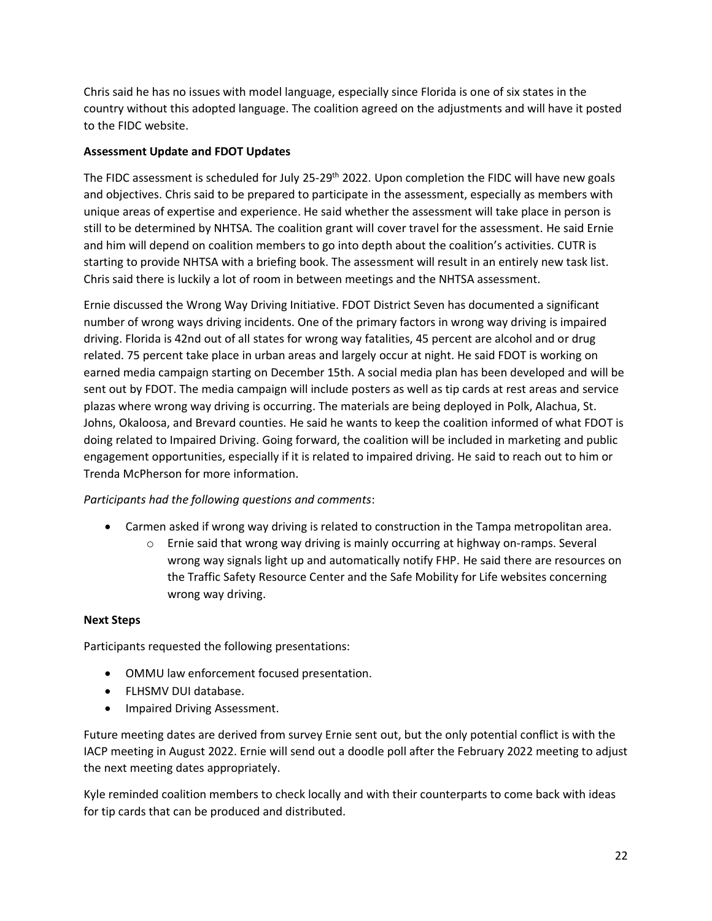Chris said he has no issues with model language, especially since Florida is one of six states in the country without this adopted language. The coalition agreed on the adjustments and will have it posted to the FIDC website.

**Assessment Update and FDOT Updates**

The FIDC assessment is scheduled for July 25-29th 2022. Upon completion the FIDC will have new goals and objectives. Chris said to be prepared to participate in the assessment, especially as members with unique areas of expertise and experience. He said whether the assessment will take place in person is still to be determined by NHTSA. The coalition grant will cover travel for the assessment. He said Ernie and him will depend on coalition members to go into depth about the coalition's activities. CUTR is starting to provide NHTSA with a briefing book. The assessment will result in an entirely new task list. Chris said there is luckily a lot of room in between meetings and the NHTSA assessment.

Ernie discussed the Wrong Way Driving Initiative. FDOT District Seven has documented a significant number of wrong ways driving incidents. One of the primary factors in wrong way driving is impaired driving. Florida is 42nd out of all states for wrong way fatalities, 45 percent are alcohol and or drug related. 75 percent take place in urban areas and largely occur at night. He said FDOT is working on earned media campaign starting on December 15th. A social media plan has been developed and will be sent out by FDOT. The media campaign will include posters as well as tip cards at rest areas and service plazas where wrong way driving is occurring. The materials are being deployed in Polk, Alachua, St. Johns, Okaloosa, and Brevard counties. He said he wants to keep the coalition informed of what FDOT is doing related to Impaired Driving. Going forward, the coalition will be included in marketing and public engagement opportunities, especially if it is related to impaired driving. He said to reach out to him or Trenda McPherson for more information.

*Participants had the following questions and comments*:

- Carmen asked if wrong way driving is related to construction in the Tampa metropolitan area.
  - Ernie said that wrong way driving is mainly occurring at highway on-ramps. Several wrong way signals light up and automatically notify FHP. He said there are resources on the Traffic Safety Resource Center and the Safe Mobility for Life websites concerning wrong way driving.

**Next Steps**

Participants requested the following presentations:

- OMMU law enforcement focused presentation.
- FLHSMV DUI database.
- Impaired Driving Assessment.

Future meeting dates are derived from survey Ernie sent out, but the only potential conflict is with the IACP meeting in August 2022. Ernie will send out a doodle poll after the February 2022 meeting to adjust the next meeting dates appropriately.

Kyle reminded coalition members to check locally and with their counterparts to come back with ideas for tip cards that can be produced and distributed.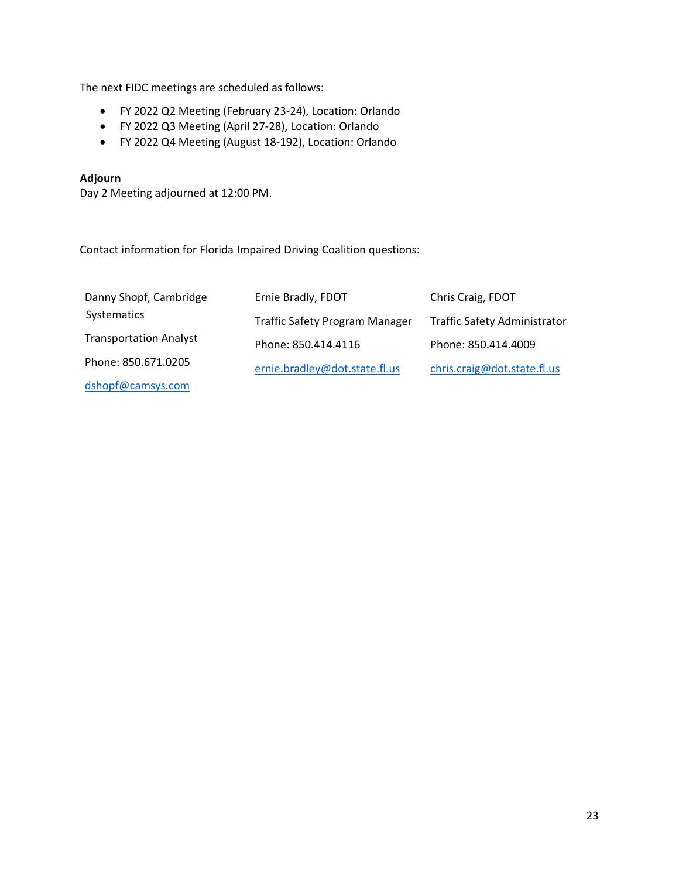The next FIDC meetings are scheduled as follows:

- FY 2022 Q2 Meeting (February 23-24), Location: Orlando
- FY 2022 Q3 Meeting (April 27-28), Location: Orlando
- FY 2022 Q4 Meeting (August 18-192), Location: Orlando

**Adjourn**

Day 2 Meeting adjourned at 12:00 PM.

Contact information for Florida Impaired Driving Coalition questions:

| | | |
|---|---|---|
| Danny Shopf, Cambridge Systematics | Ernie Bradly, FDOT | Chris Craig, FDOT |
| Transportation Analyst | Traffic Safety Program Manager | Traffic Safety Administrator |
| Phone: 850.671.0205 | Phone: 850.414.4116 | Phone: 850.414.4009 |
| dshopf@camsys.com | ernie.bradley@dot.state.fl.us | chris.craig@dot.state.fl.us |